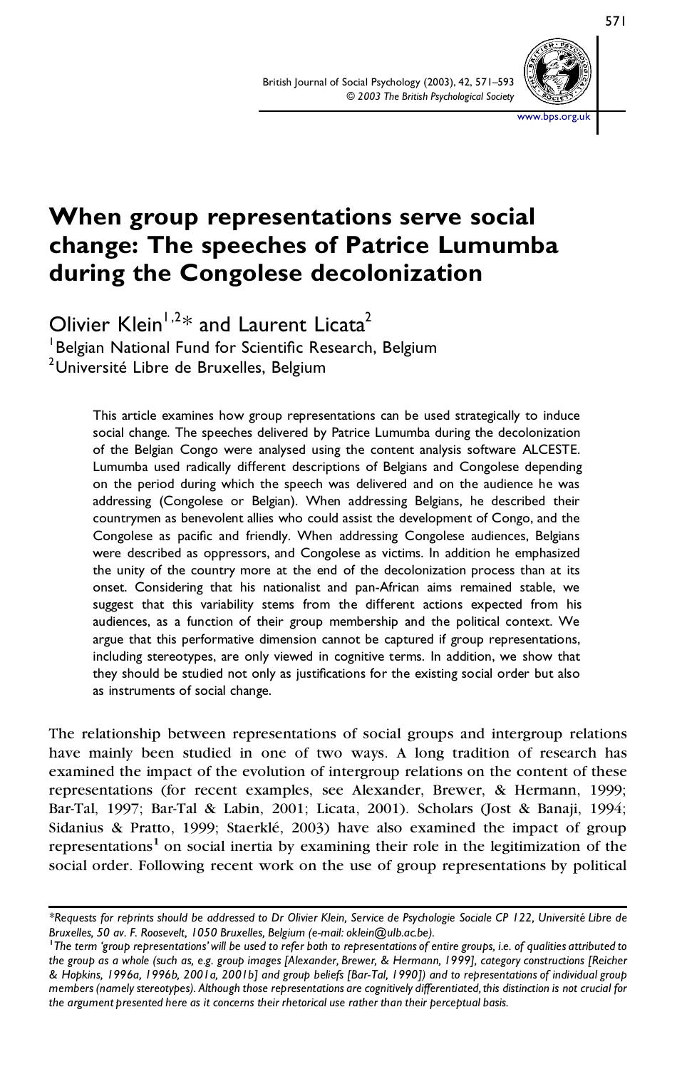# When group representations serve social change: The speeches of Patrice Lumumba during the Congolese decolonization

Olivier Klein[1,2]* and Laurent Licata[2]

[1]Belgian National Fund for Scientific Research, Belgium
[2]Université Libre de Bruxelles, Belgium

This article examines how group representations can be used strategically to induce social change. The speeches delivered by Patrice Lumumba during the decolonization of the Belgian Congo were analysed using the content analysis software ALCESTE. Lumumba used radically different descriptions of Belgians and Congolese depending on the period during which the speech was delivered and on the audience he was addressing (Congolese or Belgian). When addressing Belgians, he described their countrymen as benevolent allies who could assist the development of Congo, and the Congolese as pacific and friendly. When addressing Congolese audiences, Belgians were described as oppressors, and Congolese as victims. In addition he emphasized the unity of the country more at the end of the decolonization process than at its onset. Considering that his nationalist and pan-African aims remained stable, we suggest that this variability stems from the different actions expected from his audiences, as a function of their group membership and the political context. We argue that this performative dimension cannot be captured if group representations, including stereotypes, are only viewed in cognitive terms. In addition, we show that they should be studied not only as justifications for the existing social order but also as instruments of social change.

The relationship between representations of social groups and intergroup relations have mainly been studied in one of two ways. A long tradition of research has examined the impact of the evolution of intergroup relations on the content of these representations (for recent examples, see Alexander, Brewer, & Hermann, 1999; Bar-Tal, 1997; Bar-Tal & Labin, 2001; Licata, 2001). Scholars (Jost & Banaji, 1994; Sidanius & Pratto, 1999; Staerklé, 2003) have also examined the impact of group representations[1] on social inertia by examining their role in the legitimization of the social order. Following recent work on the use of group representations by political

---

*Requests for reprints should be addressed to Dr Olivier Klein, Service de Psychologie Sociale CP 122, Université Libre de Bruxelles, 50 av. F. Roosevelt, 1050 Bruxelles, Belgium (e-mail: oklein@ulb.ac.be).

[1]The term 'group representations' will be used to refer both to representations of entire groups, i.e. of qualities attributed to the group as a whole (such as, e.g. group images [Alexander, Brewer, & Hermann, 1999], category constructions [Reicher & Hopkins, 1996a, 1996b, 2001a, 2001b] and group beliefs [Bar-Tal, 1990]) and to representations of individual group members (namely stereotypes). Although those representations are cognitively differentiated, this distinction is not crucial for the argument presented here as it concerns their rhetorical use rather than their perceptual basis.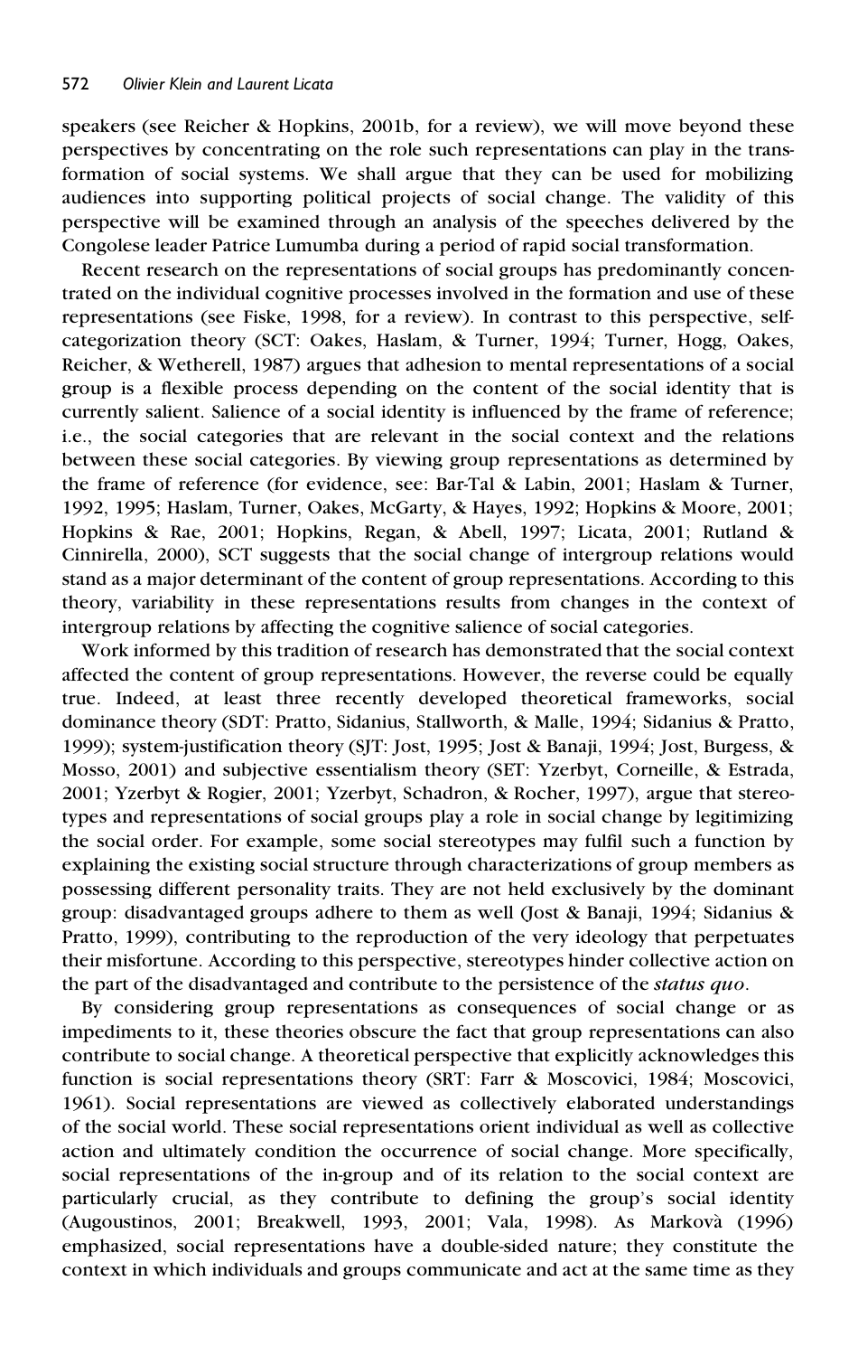speakers (see Reicher & Hopkins, 2001b, for a review), we will move beyond these perspectives by concentrating on the role such representations can play in the transformation of social systems. We shall argue that they can be used for mobilizing audiences into supporting political projects of social change. The validity of this perspective will be examined through an analysis of the speeches delivered by the Congolese leader Patrice Lumumba during a period of rapid social transformation.

Recent research on the representations of social groups has predominantly concentrated on the individual cognitive processes involved in the formation and use of these representations (see Fiske, 1998, for a review). In contrast to this perspective, self-categorization theory (SCT: Oakes, Haslam, & Turner, 1994; Turner, Hogg, Oakes, Reicher, & Wetherell, 1987) argues that adhesion to mental representations of a social group is a flexible process depending on the content of the social identity that is currently salient. Salience of a social identity is influenced by the frame of reference; i.e., the social categories that are relevant in the social context and the relations between these social categories. By viewing group representations as determined by the frame of reference (for evidence, see: Bar-Tal & Labin, 2001; Haslam & Turner, 1992, 1995; Haslam, Turner, Oakes, McGarty, & Hayes, 1992; Hopkins & Moore, 2001; Hopkins & Rae, 2001; Hopkins, Regan, & Abell, 1997; Licata, 2001; Rutland & Cinnirella, 2000), SCT suggests that the social change of intergroup relations would stand as a major determinant of the content of group representations. According to this theory, variability in these representations results from changes in the context of intergroup relations by affecting the cognitive salience of social categories.

Work informed by this tradition of research has demonstrated that the social context affected the content of group representations. However, the reverse could be equally true. Indeed, at least three recently developed theoretical frameworks, social dominance theory (SDT: Pratto, Sidanius, Stallworth, & Malle, 1994; Sidanius & Pratto, 1999); system-justification theory (SJT: Jost, 1995; Jost & Banaji, 1994; Jost, Burgess, & Mosso, 2001) and subjective essentialism theory (SET: Yzerbyt, Corneille, & Estrada, 2001; Yzerbyt & Rogier, 2001; Yzerbyt, Schadron, & Rocher, 1997), argue that stereotypes and representations of social groups play a role in social change by legitimizing the social order. For example, some social stereotypes may fulfil such a function by explaining the existing social structure through characterizations of group members as possessing different personality traits. They are not held exclusively by the dominant group: disadvantaged groups adhere to them as well (Jost & Banaji, 1994; Sidanius & Pratto, 1999), contributing to the reproduction of the very ideology that perpetuates their misfortune. According to this perspective, stereotypes hinder collective action on the part of the disadvantaged and contribute to the persistence of the *status quo*.

By considering group representations as consequences of social change or as impediments to it, these theories obscure the fact that group representations can also contribute to social change. A theoretical perspective that explicitly acknowledges this function is social representations theory (SRT: Farr & Moscovici, 1984; Moscovici, 1961). Social representations are viewed as collectively elaborated understandings of the social world. These social representations orient individual as well as collective action and ultimately condition the occurrence of social change. More specifically, social representations of the in-group and of its relation to the social context are particularly crucial, as they contribute to defining the group's social identity (Augoustinos, 2001; Breakwell, 1993, 2001; Vala, 1998). As Markovà (1996) emphasized, social representations have a double-sided nature; they constitute the context in which individuals and groups communicate and act at the same time as they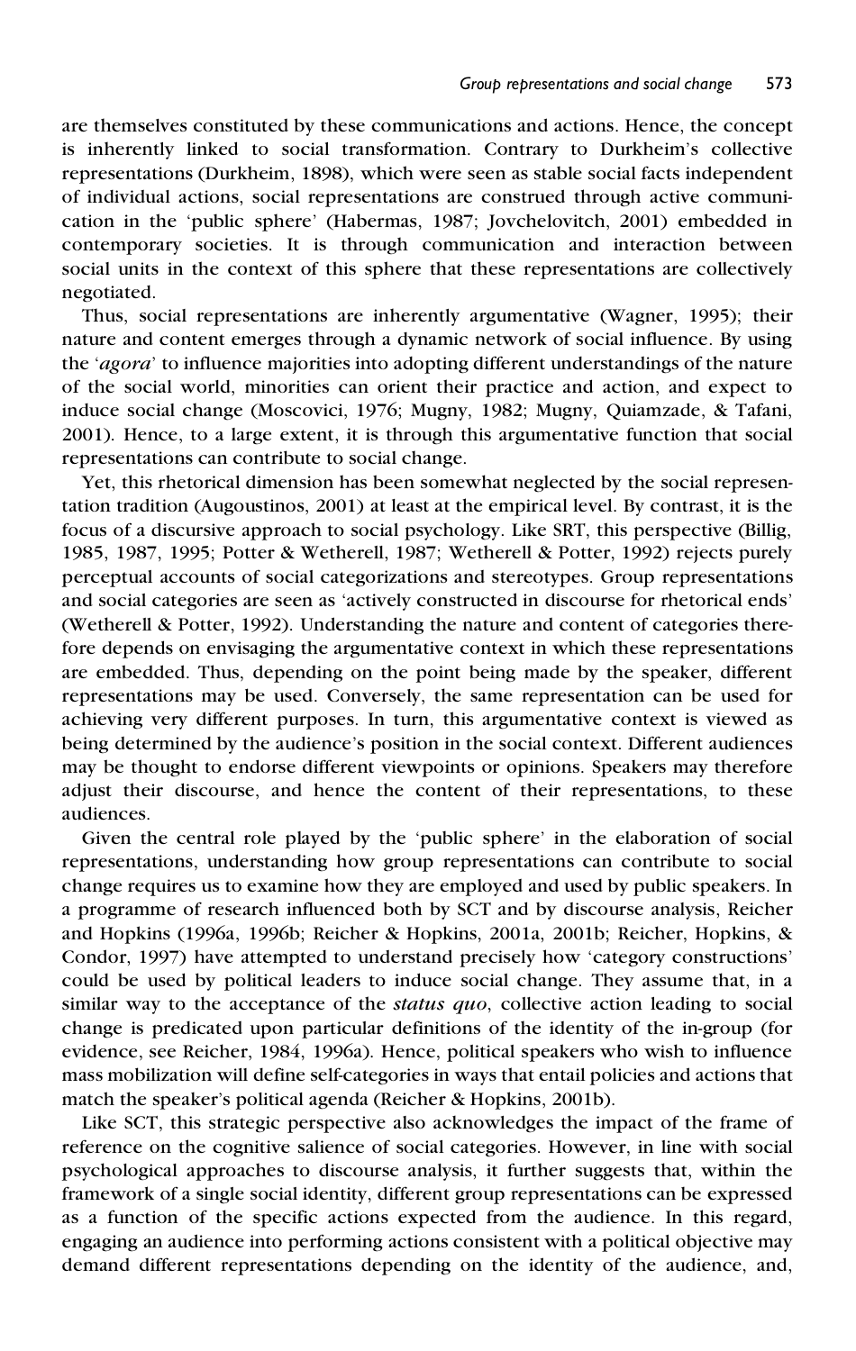are themselves constituted by these communications and actions. Hence, the concept is inherently linked to social transformation. Contrary to Durkheim's collective representations (Durkheim, 1898), which were seen as stable social facts independent of individual actions, social representations are construed through active communication in the 'public sphere' (Habermas, 1987; Jovchelovitch, 2001) embedded in contemporary societies. It is through communication and interaction between social units in the context of this sphere that these representations are collectively negotiated.

Thus, social representations are inherently argumentative (Wagner, 1995); their nature and content emerges through a dynamic network of social influence. By using the '*agora*' to influence majorities into adopting different understandings of the nature of the social world, minorities can orient their practice and action, and expect to induce social change (Moscovici, 1976; Mugny, 1982; Mugny, Quiamzade, & Tafani, 2001). Hence, to a large extent, it is through this argumentative function that social representations can contribute to social change.

Yet, this rhetorical dimension has been somewhat neglected by the social representation tradition (Augoustinos, 2001) at least at the empirical level. By contrast, it is the focus of a discursive approach to social psychology. Like SRT, this perspective (Billig, 1985, 1987, 1995; Potter & Wetherell, 1987; Wetherell & Potter, 1992) rejects purely perceptual accounts of social categorizations and stereotypes. Group representations and social categories are seen as 'actively constructed in discourse for rhetorical ends' (Wetherell & Potter, 1992). Understanding the nature and content of categories therefore depends on envisaging the argumentative context in which these representations are embedded. Thus, depending on the point being made by the speaker, different representations may be used. Conversely, the same representation can be used for achieving very different purposes. In turn, this argumentative context is viewed as being determined by the audience's position in the social context. Different audiences may be thought to endorse different viewpoints or opinions. Speakers may therefore adjust their discourse, and hence the content of their representations, to these audiences.

Given the central role played by the 'public sphere' in the elaboration of social representations, understanding how group representations can contribute to social change requires us to examine how they are employed and used by public speakers. In a programme of research influenced both by SCT and by discourse analysis, Reicher and Hopkins (1996a, 1996b; Reicher & Hopkins, 2001a, 2001b; Reicher, Hopkins, & Condor, 1997) have attempted to understand precisely how 'category constructions' could be used by political leaders to induce social change. They assume that, in a similar way to the acceptance of the *status quo*, collective action leading to social change is predicated upon particular definitions of the identity of the in-group (for evidence, see Reicher, 1984, 1996a). Hence, political speakers who wish to influence mass mobilization will define self-categories in ways that entail policies and actions that match the speaker's political agenda (Reicher & Hopkins, 2001b).

Like SCT, this strategic perspective also acknowledges the impact of the frame of reference on the cognitive salience of social categories. However, in line with social psychological approaches to discourse analysis, it further suggests that, within the framework of a single social identity, different group representations can be expressed as a function of the specific actions expected from the audience. In this regard, engaging an audience into performing actions consistent with a political objective may demand different representations depending on the identity of the audience, and,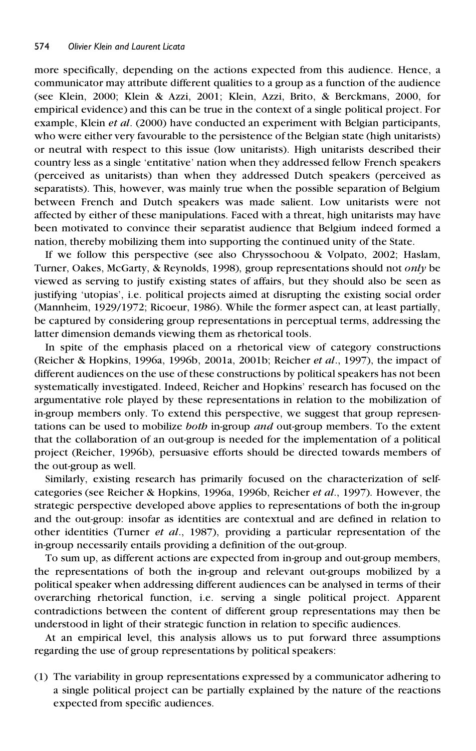more specifically, depending on the actions expected from this audience. Hence, a communicator may attribute different qualities to a group as a function of the audience (see Klein, 2000; Klein & Azzi, 2001; Klein, Azzi, Brito, & Berckmans, 2000, for empirical evidence) and this can be true in the context of a single political project. For example, Klein *et al*. (2000) have conducted an experiment with Belgian participants, who were either very favourable to the persistence of the Belgian state (high unitarists) or neutral with respect to this issue (low unitarists). High unitarists described their country less as a single 'entitative' nation when they addressed fellow French speakers (perceived as unitarists) than when they addressed Dutch speakers (perceived as separatists). This, however, was mainly true when the possible separation of Belgium between French and Dutch speakers was made salient. Low unitarists were not affected by either of these manipulations. Faced with a threat, high unitarists may have been motivated to convince their separatist audience that Belgium indeed formed a nation, thereby mobilizing them into supporting the continued unity of the State.

If we follow this perspective (see also Chryssochoou & Volpato, 2002; Haslam, Turner, Oakes, McGarty, & Reynolds, 1998), group representations should not *only* be viewed as serving to justify existing states of affairs, but they should also be seen as justifying 'utopias', i.e. political projects aimed at disrupting the existing social order (Mannheim, 1929/1972; Ricoeur, 1986). While the former aspect can, at least partially, be captured by considering group representations in perceptual terms, addressing the latter dimension demands viewing them as rhetorical tools.

In spite of the emphasis placed on a rhetorical view of category constructions (Reicher & Hopkins, 1996a, 1996b, 2001a, 2001b; Reicher *et al*., 1997), the impact of different audiences on the use of these constructions by political speakers has not been systematically investigated. Indeed, Reicher and Hopkins' research has focused on the argumentative role played by these representations in relation to the mobilization of in-group members only. To extend this perspective, we suggest that group representations can be used to mobilize *both* in-group *and* out-group members. To the extent that the collaboration of an out-group is needed for the implementation of a political project (Reicher, 1996b), persuasive efforts should be directed towards members of the out-group as well.

Similarly, existing research has primarily focused on the characterization of self-categories (see Reicher & Hopkins, 1996a, 1996b, Reicher *et al*., 1997). However, the strategic perspective developed above applies to representations of both the in-group and the out-group: insofar as identities are contextual and are defined in relation to other identities (Turner *et al*., 1987), providing a particular representation of the in-group necessarily entails providing a definition of the out-group.

To sum up, as different actions are expected from in-group and out-group members, the representations of both the in-group and relevant out-groups mobilized by a political speaker when addressing different audiences can be analysed in terms of their overarching rhetorical function, i.e. serving a single political project. Apparent contradictions between the content of different group representations may then be understood in light of their strategic function in relation to specific audiences.

At an empirical level, this analysis allows us to put forward three assumptions regarding the use of group representations by political speakers:

(1) The variability in group representations expressed by a communicator adhering to a single political project can be partially explained by the nature of the reactions expected from specific audiences.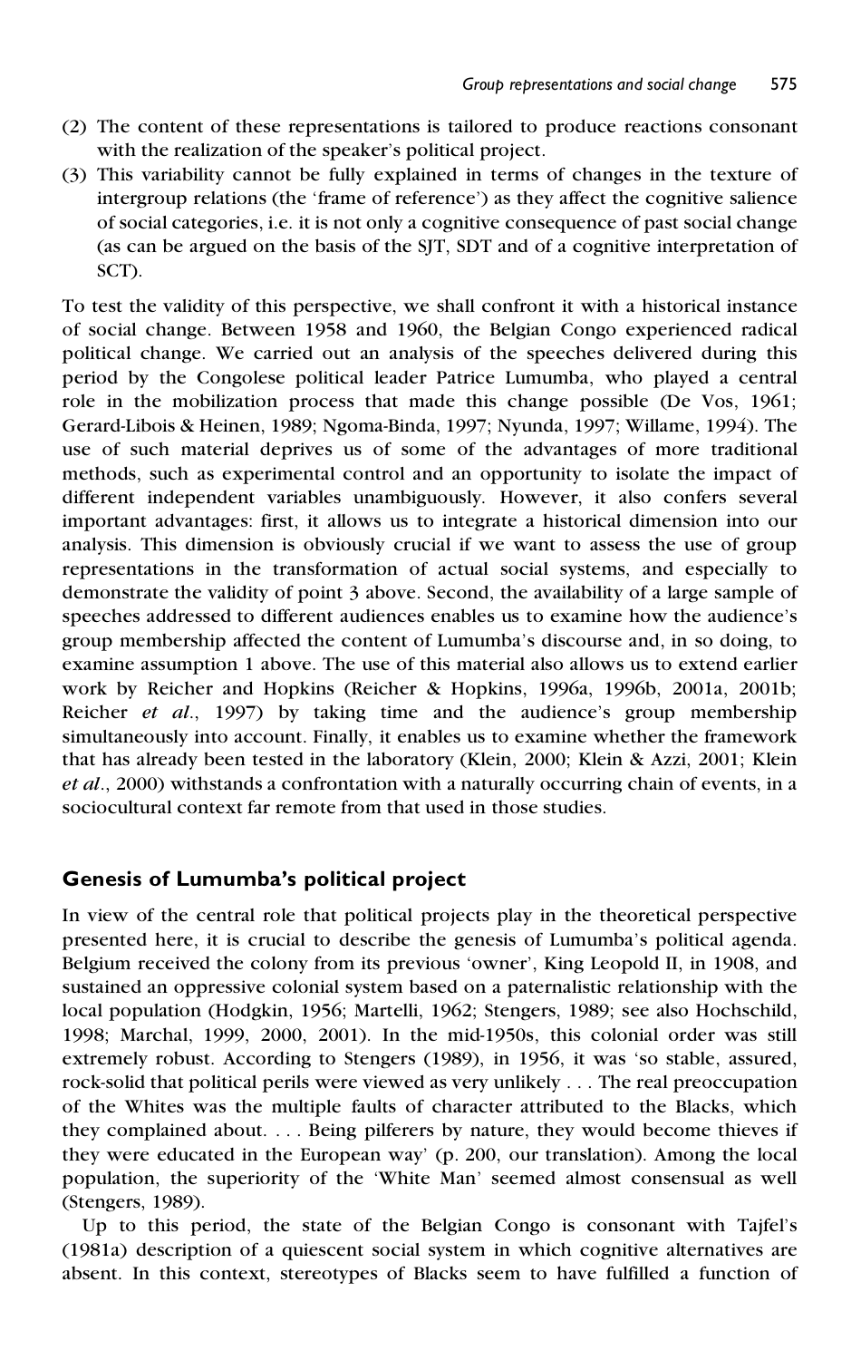(2) The content of these representations is tailored to produce reactions consonant with the realization of the speaker's political project.

(3) This variability cannot be fully explained in terms of changes in the texture of intergroup relations (the 'frame of reference') as they affect the cognitive salience of social categories, i.e. it is not only a cognitive consequence of past social change (as can be argued on the basis of the SJT, SDT and of a cognitive interpretation of SCT).

To test the validity of this perspective, we shall confront it with a historical instance of social change. Between 1958 and 1960, the Belgian Congo experienced radical political change. We carried out an analysis of the speeches delivered during this period by the Congolese political leader Patrice Lumumba, who played a central role in the mobilization process that made this change possible (De Vos, 1961; Gerard-Libois & Heinen, 1989; Ngoma-Binda, 1997; Nyunda, 1997; Willame, 1994). The use of such material deprives us of some of the advantages of more traditional methods, such as experimental control and an opportunity to isolate the impact of different independent variables unambiguously. However, it also confers several important advantages: first, it allows us to integrate a historical dimension into our analysis. This dimension is obviously crucial if we want to assess the use of group representations in the transformation of actual social systems, and especially to demonstrate the validity of point 3 above. Second, the availability of a large sample of speeches addressed to different audiences enables us to examine how the audience's group membership affected the content of Lumumba's discourse and, in so doing, to examine assumption 1 above. The use of this material also allows us to extend earlier work by Reicher and Hopkins (Reicher & Hopkins, 1996a, 1996b, 2001a, 2001b; Reicher *et al.*, 1997) by taking time and the audience's group membership simultaneously into account. Finally, it enables us to examine whether the framework that has already been tested in the laboratory (Klein, 2000; Klein & Azzi, 2001; Klein *et al.*, 2000) withstands a confrontation with a naturally occurring chain of events, in a sociocultural context far remote from that used in those studies.

## Genesis of Lumumba's political project

In view of the central role that political projects play in the theoretical perspective presented here, it is crucial to describe the genesis of Lumumba's political agenda. Belgium received the colony from its previous 'owner', King Leopold II, in 1908, and sustained an oppressive colonial system based on a paternalistic relationship with the local population (Hodgkin, 1956; Martelli, 1962; Stengers, 1989; see also Hochschild, 1998; Marchal, 1999, 2000, 2001). In the mid-1950s, this colonial order was still extremely robust. According to Stengers (1989), in 1956, it was 'so stable, assured, rock-solid that political perils were viewed as very unlikely . . . The real preoccupation of the Whites was the multiple faults of character attributed to the Blacks, which they complained about. . . . Being pilferers by nature, they would become thieves if they were educated in the European way' (p. 200, our translation). Among the local population, the superiority of the 'White Man' seemed almost consensual as well (Stengers, 1989).

Up to this period, the state of the Belgian Congo is consonant with Tajfel's (1981a) description of a quiescent social system in which cognitive alternatives are absent. In this context, stereotypes of Blacks seem to have fulfilled a function of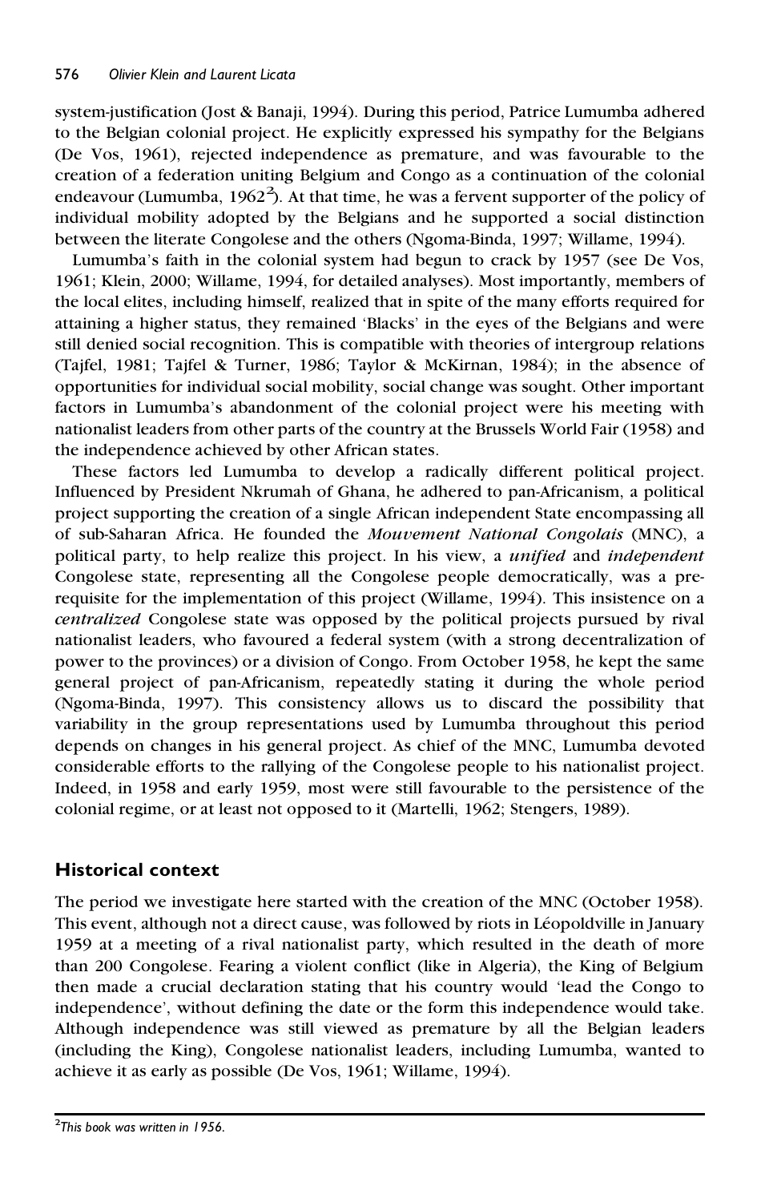system-justification (Jost & Banaji, 1994). During this period, Patrice Lumumba adhered to the Belgian colonial project. He explicitly expressed his sympathy for the Belgians (De Vos, 1961), rejected independence as premature, and was favourable to the creation of a federation uniting Belgium and Congo as a continuation of the colonial endeavour (Lumumba, 1962[2]). At that time, he was a fervent supporter of the policy of individual mobility adopted by the Belgians and he supported a social distinction between the literate Congolese and the others (Ngoma-Binda, 1997; Willame, 1994).

Lumumba's faith in the colonial system had begun to crack by 1957 (see De Vos, 1961; Klein, 2000; Willame, 1994, for detailed analyses). Most importantly, members of the local elites, including himself, realized that in spite of the many efforts required for attaining a higher status, they remained 'Blacks' in the eyes of the Belgians and were still denied social recognition. This is compatible with theories of intergroup relations (Tajfel, 1981; Tajfel & Turner, 1986; Taylor & McKirnan, 1984); in the absence of opportunities for individual social mobility, social change was sought. Other important factors in Lumumba's abandonment of the colonial project were his meeting with nationalist leaders from other parts of the country at the Brussels World Fair (1958) and the independence achieved by other African states.

These factors led Lumumba to develop a radically different political project. Influenced by President Nkrumah of Ghana, he adhered to pan-Africanism, a political project supporting the creation of a single African independent State encompassing all of sub-Saharan Africa. He founded the *Mouvement National Congolais* (MNC), a political party, to help realize this project. In his view, a *unified* and *independent* Congolese state, representing all the Congolese people democratically, was a pre-requisite for the implementation of this project (Willame, 1994). This insistence on a *centralized* Congolese state was opposed by the political projects pursued by rival nationalist leaders, who favoured a federal system (with a strong decentralization of power to the provinces) or a division of Congo. From October 1958, he kept the same general project of pan-Africanism, repeatedly stating it during the whole period (Ngoma-Binda, 1997). This consistency allows us to discard the possibility that variability in the group representations used by Lumumba throughout this period depends on changes in his general project. As chief of the MNC, Lumumba devoted considerable efforts to the rallying of the Congolese people to his nationalist project. Indeed, in 1958 and early 1959, most were still favourable to the persistence of the colonial regime, or at least not opposed to it (Martelli, 1962; Stengers, 1989).

## Historical context

The period we investigate here started with the creation of the MNC (October 1958). This event, although not a direct cause, was followed by riots in Léopoldville in January 1959 at a meeting of a rival nationalist party, which resulted in the death of more than 200 Congolese. Fearing a violent conflict (like in Algeria), the King of Belgium then made a crucial declaration stating that his country would 'lead the Congo to independence', without defining the date or the form this independence would take. Although independence was still viewed as premature by all the Belgian leaders (including the King), Congolese nationalist leaders, including Lumumba, wanted to achieve it as early as possible (De Vos, 1961; Willame, 1994).

[2] *This book was written in 1956.*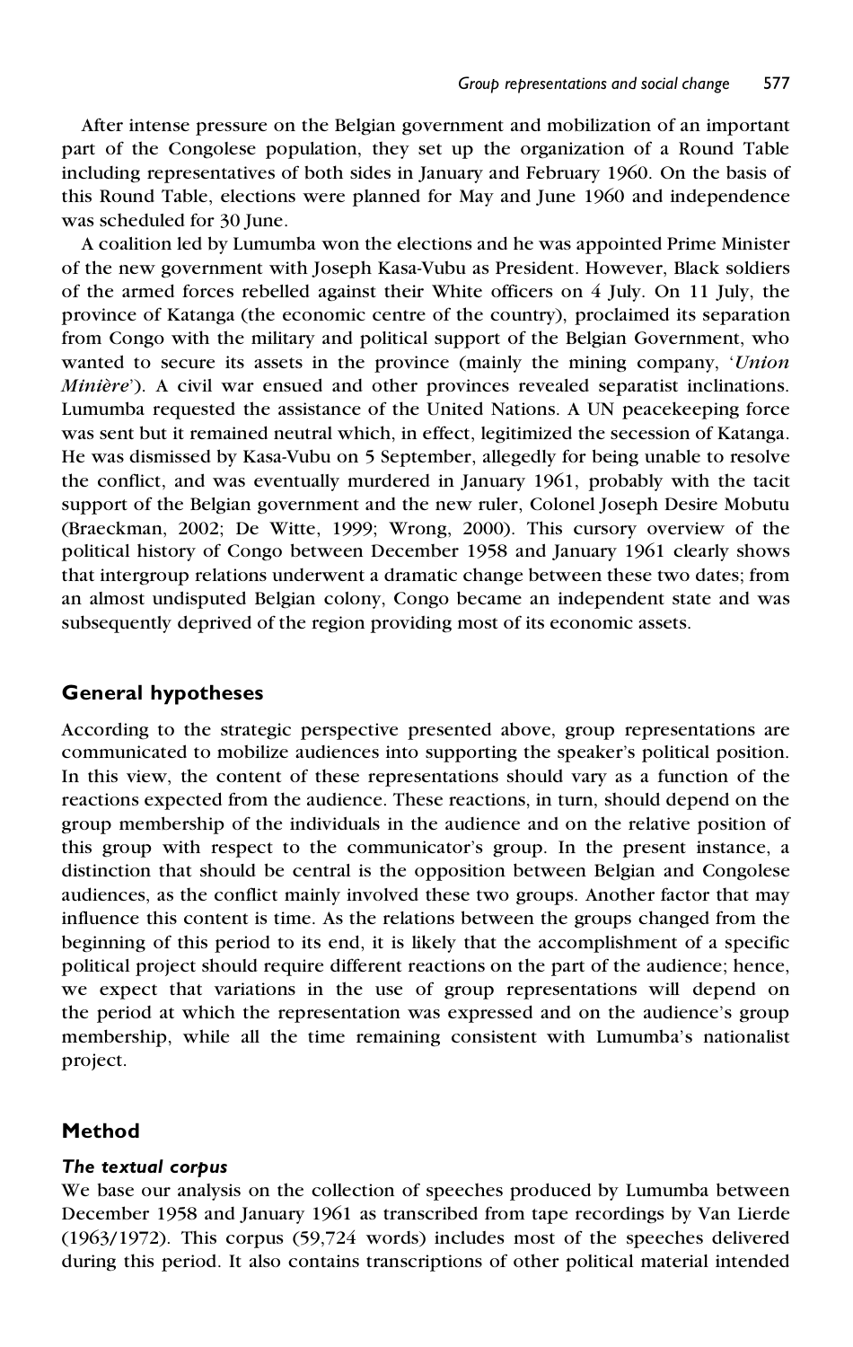After intense pressure on the Belgian government and mobilization of an important part of the Congolese population, they set up the organization of a Round Table including representatives of both sides in January and February 1960. On the basis of this Round Table, elections were planned for May and June 1960 and independence was scheduled for 30 June.

A coalition led by Lumumba won the elections and he was appointed Prime Minister of the new government with Joseph Kasa-Vubu as President. However, Black soldiers of the armed forces rebelled against their White officers on 4 July. On 11 July, the province of Katanga (the economic centre of the country), proclaimed its separation from Congo with the military and political support of the Belgian Government, who wanted to secure its assets in the province (mainly the mining company, '*Union Minière*'). A civil war ensued and other provinces revealed separatist inclinations. Lumumba requested the assistance of the United Nations. A UN peacekeeping force was sent but it remained neutral which, in effect, legitimized the secession of Katanga. He was dismissed by Kasa-Vubu on 5 September, allegedly for being unable to resolve the conflict, and was eventually murdered in January 1961, probably with the tacit support of the Belgian government and the new ruler, Colonel Joseph Desire Mobutu (Braeckman, 2002; De Witte, 1999; Wrong, 2000). This cursory overview of the political history of Congo between December 1958 and January 1961 clearly shows that intergroup relations underwent a dramatic change between these two dates; from an almost undisputed Belgian colony, Congo became an independent state and was subsequently deprived of the region providing most of its economic assets.

## General hypotheses

According to the strategic perspective presented above, group representations are communicated to mobilize audiences into supporting the speaker's political position. In this view, the content of these representations should vary as a function of the reactions expected from the audience. These reactions, in turn, should depend on the group membership of the individuals in the audience and on the relative position of this group with respect to the communicator's group. In the present instance, a distinction that should be central is the opposition between Belgian and Congolese audiences, as the conflict mainly involved these two groups. Another factor that may influence this content is time. As the relations between the groups changed from the beginning of this period to its end, it is likely that the accomplishment of a specific political project should require different reactions on the part of the audience; hence, we expect that variations in the use of group representations will depend on the period at which the representation was expressed and on the audience's group membership, while all the time remaining consistent with Lumumba's nationalist project.

## Method

### *The textual corpus*

We base our analysis on the collection of speeches produced by Lumumba between December 1958 and January 1961 as transcribed from tape recordings by Van Lierde (1963/1972). This corpus (59,724 words) includes most of the speeches delivered during this period. It also contains transcriptions of other political material intended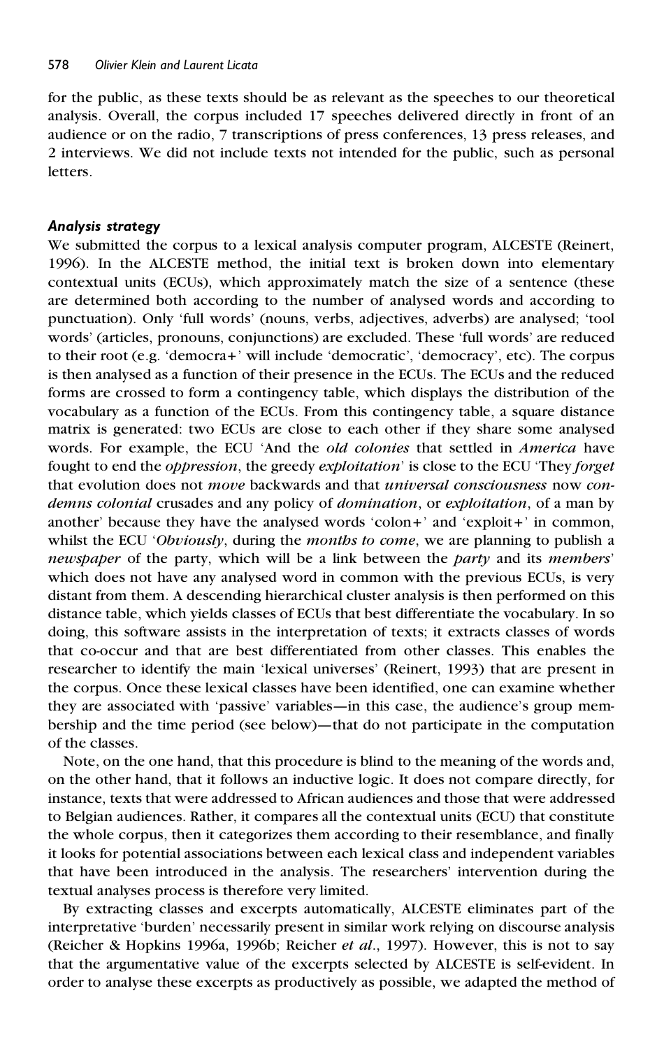for the public, as these texts should be as relevant as the speeches to our theoretical analysis. Overall, the corpus included 17 speeches delivered directly in front of an audience or on the radio, 7 transcriptions of press conferences, 13 press releases, and 2 interviews. We did not include texts not intended for the public, such as personal letters.

### *Analysis strategy*

We submitted the corpus to a lexical analysis computer program, ALCESTE (Reinert, 1996). In the ALCESTE method, the initial text is broken down into elementary contextual units (ECUs), which approximately match the size of a sentence (these are determined both according to the number of analysed words and according to punctuation). Only 'full words' (nouns, verbs, adjectives, adverbs) are analysed; 'tool words' (articles, pronouns, conjunctions) are excluded. These 'full words' are reduced to their root (e.g. 'democra+' will include 'democratic', 'democracy', etc). The corpus is then analysed as a function of their presence in the ECUs. The ECUs and the reduced forms are crossed to form a contingency table, which displays the distribution of the vocabulary as a function of the ECUs. From this contingency table, a square distance matrix is generated: two ECUs are close to each other if they share some analysed words. For example, the ECU 'And the *old colonies* that settled in *America* have fought to end the *oppression*, the greedy *exploitation*' is close to the ECU 'They *forget* that evolution does not *move* backwards and that *universal consciousness* now *condemns colonial* crusades and any policy of *domination*, or *exploitation*, of a man by another' because they have the analysed words 'colon+' and 'exploit+' in common, whilst the ECU '*Obviously*, during the *months to come*, we are planning to publish a *newspaper* of the party, which will be a link between the *party* and its *members*' which does not have any analysed word in common with the previous ECUs, is very distant from them. A descending hierarchical cluster analysis is then performed on this distance table, which yields classes of ECUs that best differentiate the vocabulary. In so doing, this software assists in the interpretation of texts; it extracts classes of words that co-occur and that are best differentiated from other classes. This enables the researcher to identify the main 'lexical universes' (Reinert, 1993) that are present in the corpus. Once these lexical classes have been identified, one can examine whether they are associated with 'passive' variables—in this case, the audience's group membership and the time period (see below)—that do not participate in the computation of the classes.

Note, on the one hand, that this procedure is blind to the meaning of the words and, on the other hand, that it follows an inductive logic. It does not compare directly, for instance, texts that were addressed to African audiences and those that were addressed to Belgian audiences. Rather, it compares all the contextual units (ECU) that constitute the whole corpus, then it categorizes them according to their resemblance, and finally it looks for potential associations between each lexical class and independent variables that have been introduced in the analysis. The researchers' intervention during the textual analyses process is therefore very limited.

By extracting classes and excerpts automatically, ALCESTE eliminates part of the interpretative 'burden' necessarily present in similar work relying on discourse analysis (Reicher & Hopkins 1996a, 1996b; Reicher *et al.*, 1997). However, this is not to say that the argumentative value of the excerpts selected by ALCESTE is self-evident. In order to analyse these excerpts as productively as possible, we adapted the method of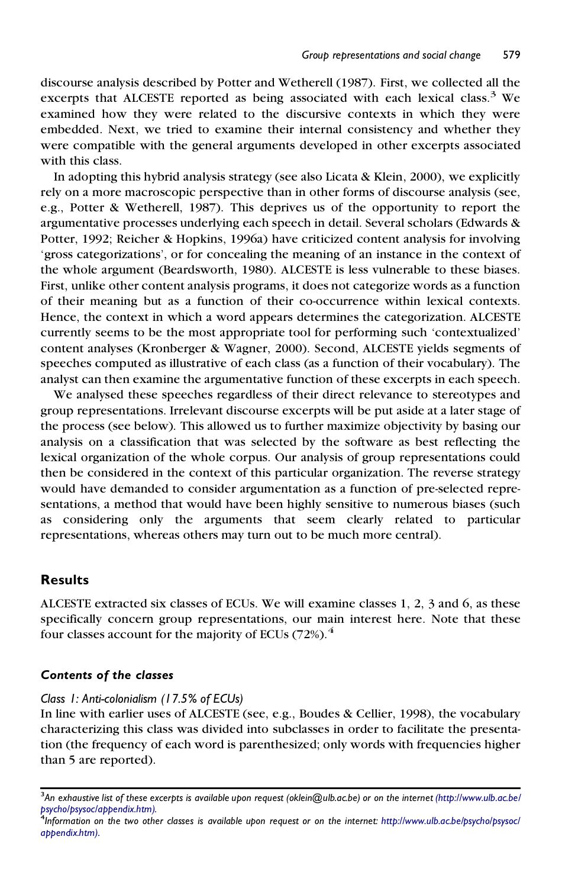discourse analysis described by Potter and Wetherell (1987). First, we collected all the excerpts that ALCESTE reported as being associated with each lexical class.[3] We examined how they were related to the discursive contexts in which they were embedded. Next, we tried to examine their internal consistency and whether they were compatible with the general arguments developed in other excerpts associated with this class.

In adopting this hybrid analysis strategy (see also Licata & Klein, 2000), we explicitly rely on a more macroscopic perspective than in other forms of discourse analysis (see, e.g., Potter & Wetherell, 1987). This deprives us of the opportunity to report the argumentative processes underlying each speech in detail. Several scholars (Edwards & Potter, 1992; Reicher & Hopkins, 1996a) have criticized content analysis for involving 'gross categorizations', or for concealing the meaning of an instance in the context of the whole argument (Beardsworth, 1980). ALCESTE is less vulnerable to these biases. First, unlike other content analysis programs, it does not categorize words as a function of their meaning but as a function of their co-occurrence within lexical contexts. Hence, the context in which a word appears determines the categorization. ALCESTE currently seems to be the most appropriate tool for performing such 'contextualized' content analyses (Kronberger & Wagner, 2000). Second, ALCESTE yields segments of speeches computed as illustrative of each class (as a function of their vocabulary). The analyst can then examine the argumentative function of these excerpts in each speech.

We analysed these speeches regardless of their direct relevance to stereotypes and group representations. Irrelevant discourse excerpts will be put aside at a later stage of the process (see below). This allowed us to further maximize objectivity by basing our analysis on a classification that was selected by the software as best reflecting the lexical organization of the whole corpus. Our analysis of group representations could then be considered in the context of this particular organization. The reverse strategy would have demanded to consider argumentation as a function of pre-selected representations, a method that would have been highly sensitive to numerous biases (such as considering only the arguments that seem clearly related to particular representations, whereas others may turn out to be much more central).

## Results

ALCESTE extracted six classes of ECUs. We will examine classes 1, 2, 3 and 6, as these specifically concern group representations, our main interest here. Note that these four classes account for the majority of ECUs (72%).[4]

### *Contents of the classes*

*Class 1: Anti-colonialism (17.5% of ECUs)*

In line with earlier uses of ALCESTE (see, e.g., Boudes & Cellier, 1998), the vocabulary characterizing this class was divided into subclasses in order to facilitate the presentation (the frequency of each word is parenthesized; only words with frequencies higher than 5 are reported).

---

[3] *An exhaustive list of these excerpts is available upon request (oklein@ulb.ac.be) or on the internet (http://www.ulb.ac.be/psycho/psysoc/appendix.htm).*

[4] *Information on the two other classes is available upon request or on the internet: http://www.ulb.ac.be/psycho/psysoc/appendix.htm).*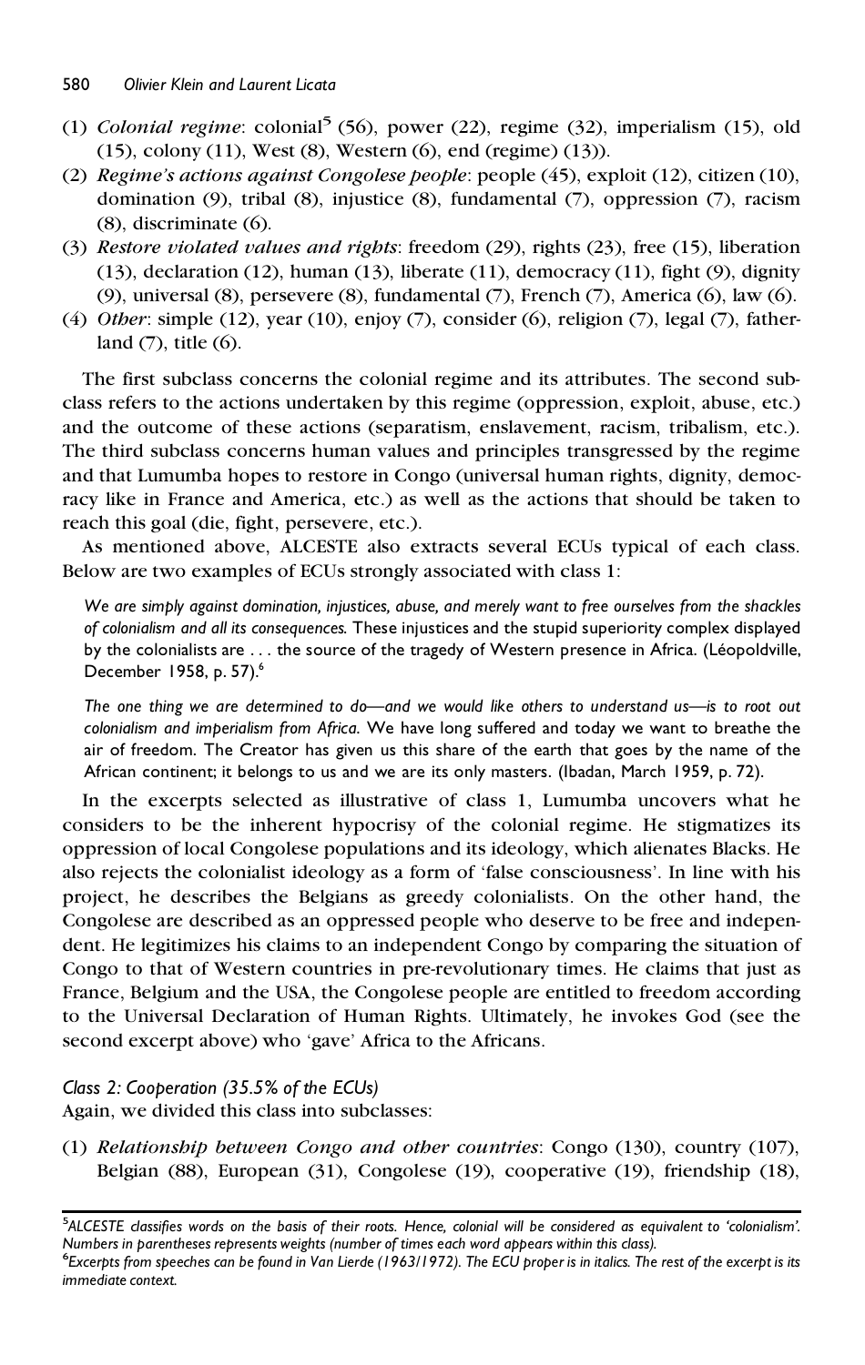(1) *Colonial regime*: colonial[5] (56), power (22), regime (32), imperialism (15), old (15), colony (11), West (8), Western (6), end (regime) (13)).
(2) *Regime's actions against Congolese people*: people (45), exploit (12), citizen (10), domination (9), tribal (8), injustice (8), fundamental (7), oppression (7), racism (8), discriminate (6).
(3) *Restore violated values and rights*: freedom (29), rights (23), free (15), liberation (13), declaration (12), human (13), liberate (11), democracy (11), fight (9), dignity (9), universal (8), persevere (8), fundamental (7), French (7), America (6), law (6).
(4) *Other*: simple (12), year (10), enjoy (7), consider (6), religion (7), legal (7), fatherland (7), title (6).

The first subclass concerns the colonial regime and its attributes. The second subclass refers to the actions undertaken by this regime (oppression, exploit, abuse, etc.) and the outcome of these actions (separatism, enslavement, racism, tribalism, etc.). The third subclass concerns human values and principles transgressed by the regime and that Lumumba hopes to restore in Congo (universal human rights, dignity, democracy like in France and America, etc.) as well as the actions that should be taken to reach this goal (die, fight, persevere, etc.).

As mentioned above, ALCESTE also extracts several ECUs typical of each class. Below are two examples of ECUs strongly associated with class 1:

> *We are simply against domination, injustices, abuse, and merely want to free ourselves from the shackles of colonialism and all its consequences.* These injustices and the stupid superiority complex displayed by the colonialists are . . . the source of the tragedy of Western presence in Africa. (Léopoldville, December 1958, p. 57).[6]

> *The one thing we are determined to do—and we would like others to understand us—is to root out colonialism and imperialism from Africa.* We have long suffered and today we want to breathe the air of freedom. The Creator has given us this share of the earth that goes by the name of the African continent; it belongs to us and we are its only masters. (Ibadan, March 1959, p. 72).

In the excerpts selected as illustrative of class 1, Lumumba uncovers what he considers to be the inherent hypocrisy of the colonial regime. He stigmatizes its oppression of local Congolese populations and its ideology, which alienates Blacks. He also rejects the colonialist ideology as a form of 'false consciousness'. In line with his project, he describes the Belgians as greedy colonialists. On the other hand, the Congolese are described as an oppressed people who deserve to be free and independent. He legitimizes his claims to an independent Congo by comparing the situation of Congo to that of Western countries in pre-revolutionary times. He claims that just as France, Belgium and the USA, the Congolese people are entitled to freedom according to the Universal Declaration of Human Rights. Ultimately, he invokes God (see the second excerpt above) who 'gave' Africa to the Africans.

### *Class 2: Cooperation (35.5% of the ECUs)*

Again, we divided this class into subclasses:

(1) *Relationship between Congo and other countries*: Congo (130), country (107), Belgian (88), European (31), Congolese (19), cooperative (19), friendship (18),

---

[5] *ALCESTE classifies words on the basis of their roots. Hence, colonial will be considered as equivalent to 'colonialism'. Numbers in parentheses represents weights (number of times each word appears within this class).*

[6] *Excerpts from speeches can be found in Van Lierde (1963/1972). The ECU proper is in italics. The rest of the excerpt is its immediate context.*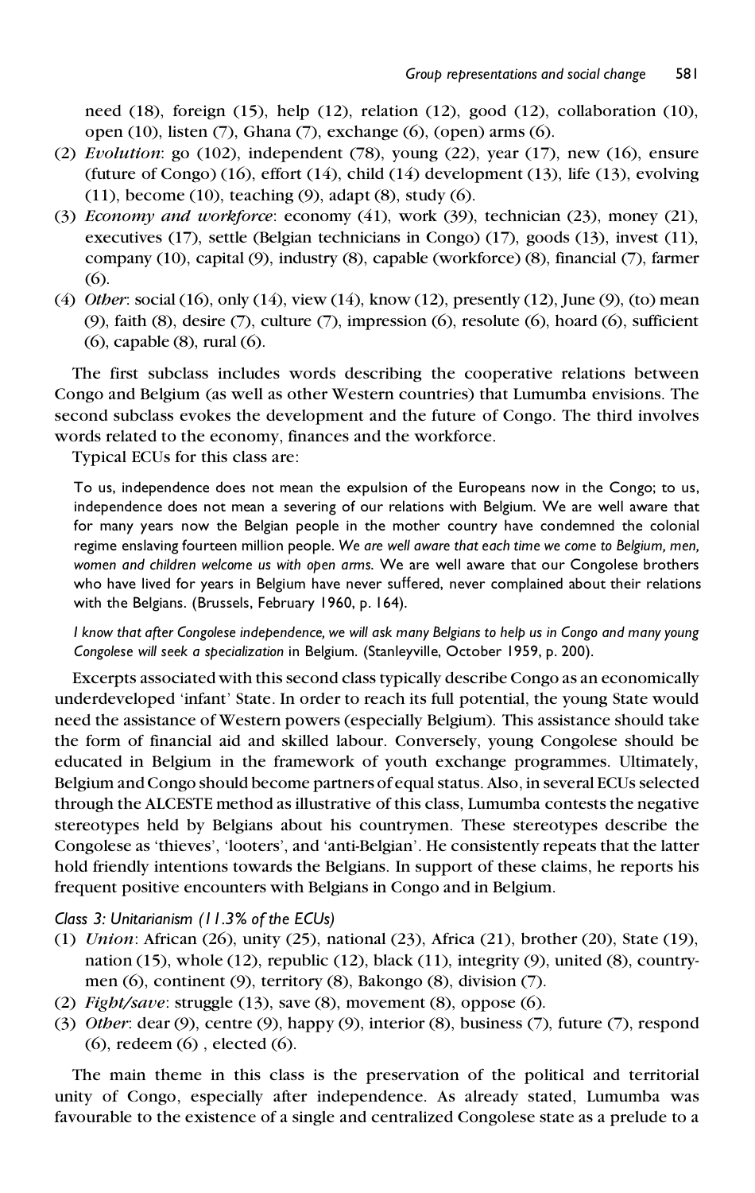need (18), foreign (15), help (12), relation (12), good (12), collaboration (10), open (10), listen (7), Ghana (7), exchange (6), (open) arms (6).

(2) *Evolution*: go (102), independent (78), young (22), year (17), new (16), ensure (future of Congo) (16), effort (14), child (14) development (13), life (13), evolving (11), become (10), teaching (9), adapt (8), study (6).

(3) *Economy and workforce*: economy (41), work (39), technician (23), money (21), executives (17), settle (Belgian technicians in Congo) (17), goods (13), invest (11), company (10), capital (9), industry (8), capable (workforce) (8), financial (7), farmer (6).

(4) *Other*: social (16), only (14), view (14), know (12), presently (12), June (9), (to) mean (9), faith (8), desire (7), culture (7), impression (6), resolute (6), hoard (6), sufficient (6), capable (8), rural (6).

The first subclass includes words describing the cooperative relations between Congo and Belgium (as well as other Western countries) that Lumumba envisions. The second subclass evokes the development and the future of Congo. The third involves words related to the economy, finances and the workforce.

Typical ECUs for this class are:

> To us, independence does not mean the expulsion of the Europeans now in the Congo; to us, independence does not mean a severing of our relations with Belgium. We are well aware that for many years now the Belgian people in the mother country have condemned the colonial regime enslaving fourteen million people. *We are well aware that each time we come to Belgium, men, women and children welcome us with open arms.* We are well aware that our Congolese brothers who have lived for years in Belgium have never suffered, never complained about their relations with the Belgians. (Brussels, February 1960, p. 164).

> *I know that after Congolese independence, we will ask many Belgians to help us in Congo and many young Congolese will seek a specialization* in Belgium. (Stanleyville, October 1959, p. 200).

Excerpts associated with this second class typically describe Congo as an economically underdeveloped 'infant' State. In order to reach its full potential, the young State would need the assistance of Western powers (especially Belgium). This assistance should take the form of financial aid and skilled labour. Conversely, young Congolese should be educated in Belgium in the framework of youth exchange programmes. Ultimately, Belgium and Congo should become partners of equal status. Also, in several ECUs selected through the ALCESTE method as illustrative of this class, Lumumba contests the negative stereotypes held by Belgians about his countrymen. These stereotypes describe the Congolese as 'thieves', 'looters', and 'anti-Belgian'. He consistently repeats that the latter hold friendly intentions towards the Belgians. In support of these claims, he reports his frequent positive encounters with Belgians in Congo and in Belgium.

*Class 3: Unitarianism (11.3% of the ECUs)*

(1) *Union*: African (26), unity (25), national (23), Africa (21), brother (20), State (19), nation (15), whole (12), republic (12), black (11), integrity (9), united (8), countrymen (6), continent (9), territory (8), Bakongo (8), division (7).

(2) *Fight/save*: struggle (13), save (8), movement (8), oppose (6).

(3) *Other*: dear (9), centre (9), happy (9), interior (8), business (7), future (7), respond (6), redeem (6) , elected (6).

The main theme in this class is the preservation of the political and territorial unity of Congo, especially after independence. As already stated, Lumumba was favourable to the existence of a single and centralized Congolese state as a prelude to a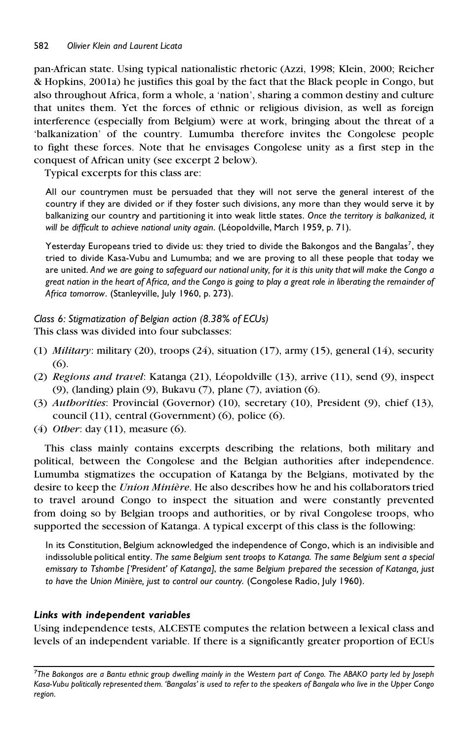pan-African state. Using typical nationalistic rhetoric (Azzi, 1998; Klein, 2000; Reicher & Hopkins, 2001a) he justifies this goal by the fact that the Black people in Congo, but also throughout Africa, form a whole, a 'nation', sharing a common destiny and culture that unites them. Yet the forces of ethnic or religious division, as well as foreign interference (especially from Belgium) were at work, bringing about the threat of a 'balkanization' of the country. Lumumba therefore invites the Congolese people to fight these forces. Note that he envisages Congolese unity as a first step in the conquest of African unity (see excerpt 2 below).

Typical excerpts for this class are:

> All our countrymen must be persuaded that they will not serve the general interest of the country if they are divided or if they foster such divisions, any more than they would serve it by balkanizing our country and partitioning it into weak little states. *Once the territory is balkanized, it will be difficult to achieve national unity again.* (Léopoldville, March 1959, p. 71).

> Yesterday Europeans tried to divide us: they tried to divide the Bakongos and the Bangalas[7], they tried to divide Kasa-Vubu and Lumumba; and we are proving to all these people that today we are united. *And we are going to safeguard our national unity, for it is this unity that will make the Congo a great nation in the heart of Africa, and the Congo is going to play a great role in liberating the remainder of Africa tomorrow.* (Stanleyville, July 1960, p. 273).

*Class 6: Stigmatization of Belgian action (8.38% of ECUs)*
This class was divided into four subclasses:

1. *Military*: military (20), troops (24), situation (17), army (15), general (14), security (6).
2. *Regions and travel*: Katanga (21), Léopoldville (13), arrive (11), send (9), inspect (9), (landing) plain (9), Bukavu (7), plane (7), aviation (6).
3. *Authorities*: Provincial (Governor) (10), secretary (10), President (9), chief (13), council (11), central (Government) (6), police (6).
4. *Other*: day (11), measure (6).

This class mainly contains excerpts describing the relations, both military and political, between the Congolese and the Belgian authorities after independence. Lumumba stigmatizes the occupation of Katanga by the Belgians, motivated by the desire to keep the *Union Minière*. He also describes how he and his collaborators tried to travel around Congo to inspect the situation and were constantly prevented from doing so by Belgian troops and authorities, or by rival Congolese troops, who supported the secession of Katanga. A typical excerpt of this class is the following:

> In its Constitution, Belgium acknowledged the independence of Congo, which is an indivisible and indissoluble political entity. *The same Belgium sent troops to Katanga. The same Belgium sent a special emissary to Tshombe ['President' of Katanga], the same Belgium prepared the secession of Katanga, just to have the Union Minière, just to control our country.* (Congolese Radio, July 1960).

### *Links with independent variables*

Using independence tests, ALCESTE computes the relation between a lexical class and levels of an independent variable. If there is a significantly greater proportion of ECUs

---

[7] *The Bakongos are a Bantu ethnic group dwelling mainly in the Western part of Congo. The ABAKO party led by Joseph Kasa-Vubu politically represented them. 'Bangalas' is used to refer to the speakers of Bangala who live in the Upper Congo region.*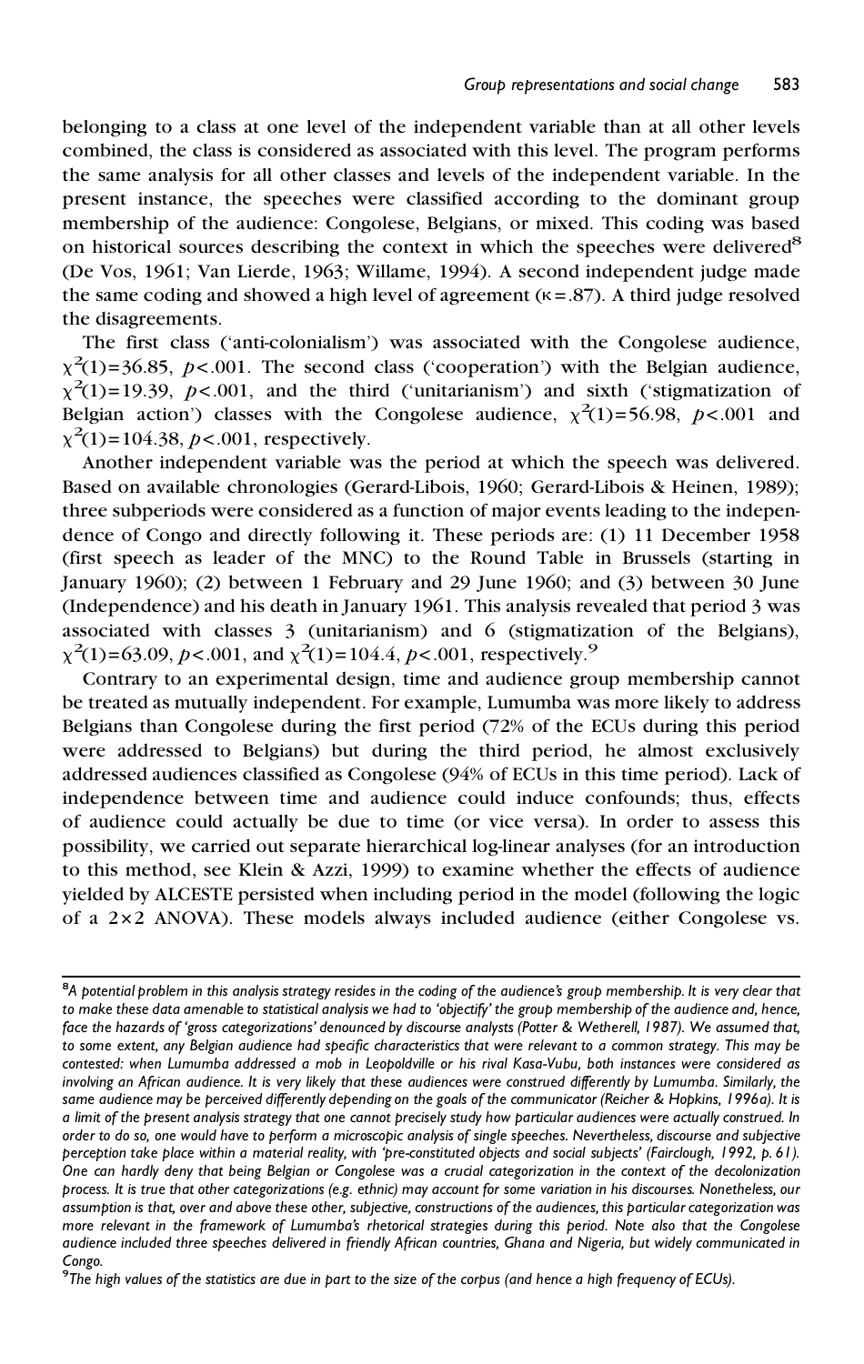belonging to a class at one level of the independent variable than at all other levels combined, the class is considered as associated with this level. The program performs the same analysis for all other classes and levels of the independent variable. In the present instance, the speeches were classified according to the dominant group membership of the audience: Congolese, Belgians, or mixed. This coding was based on historical sources describing the context in which the speeches were delivered[8] (De Vos, 1961; Van Lierde, 1963; Willame, 1994). A second independent judge made the same coding and showed a high level of agreement ($\kappa = .87$). A third judge resolved the disagreements.

The first class ('anti-colonialism') was associated with the Congolese audience, $\chi^2(1) = 36.85$, $p < .001$. The second class ('cooperation') with the Belgian audience, $\chi^2(1) = 19.39$, $p < .001$, and the third ('unitarianism') and sixth ('stigmatization of Belgian action') classes with the Congolese audience, $\chi^2(1) = 56.98$, $p < .001$ and $\chi^2(1) = 104.38$, $p < .001$, respectively.

Another independent variable was the period at which the speech was delivered. Based on available chronologies (Gerard-Libois, 1960; Gerard-Libois & Heinen, 1989); three subperiods were considered as a function of major events leading to the independence of Congo and directly following it. These periods are: (1) 11 December 1958 (first speech as leader of the MNC) to the Round Table in Brussels (starting in January 1960); (2) between 1 February and 29 June 1960; and (3) between 30 June (Independence) and his death in January 1961. This analysis revealed that period 3 was associated with classes 3 (unitarianism) and 6 (stigmatization of the Belgians), $\chi^2(1) = 63.09$, $p < .001$, and $\chi^2(1) = 104.4$, $p < .001$, respectively.[9]

Contrary to an experimental design, time and audience group membership cannot be treated as mutually independent. For example, Lumumba was more likely to address Belgians than Congolese during the first period (72% of the ECUs during this period were addressed to Belgians) but during the third period, he almost exclusively addressed audiences classified as Congolese (94% of ECUs in this time period). Lack of independence between time and audience could induce confounds; thus, effects of audience could actually be due to time (or vice versa). In order to assess this possibility, we carried out separate hierarchical log-linear analyses (for an introduction to this method, see Klein & Azzi, 1999) to examine whether the effects of audience yielded by ALCESTE persisted when including period in the model (following the logic of a $2 \times 2$ ANOVA). These models always included audience (either Congolese vs.

---

[8] *A potential problem in this analysis strategy resides in the coding of the audience's group membership. It is very clear that to make these data amenable to statistical analysis we had to 'objectify' the group membership of the audience and, hence, face the hazards of 'gross categorizations' denounced by discourse analysts (Potter & Wetherell, 1987). We assumed that, to some extent, any Belgian audience had specific characteristics that were relevant to a common strategy. This may be contested: when Lumumba addressed a mob in Leopoldville or his rival Kasa-Vubu, both instances were considered as involving an African audience. It is very likely that these audiences were construed differently by Lumumba. Similarly, the same audience may be perceived differently depending on the goals of the communicator (Reicher & Hopkins, 1996a). It is a limit of the present analysis strategy that one cannot precisely study how particular audiences were actually construed. In order to do so, one would have to perform a microscopic analysis of single speeches. Nevertheless, discourse and subjective perception take place within a material reality, with 'pre-constituted objects and social subjects' (Fairclough, 1992, p. 61). One can hardly deny that being Belgian or Congolese was a crucial categorization in the context of the decolonization process. It is true that other categorizations (e.g. ethnic) may account for some variation in his discourses. Nonetheless, our assumption is that, over and above these other, subjective, constructions of the audiences, this particular categorization was more relevant in the framework of Lumumba's rhetorical strategies during this period. Note also that the Congolese audience included three speeches delivered in friendly African countries, Ghana and Nigeria, but widely communicated in Congo.*

[9] *The high values of the statistics are due in part to the size of the corpus (and hence a high frequency of ECUs).*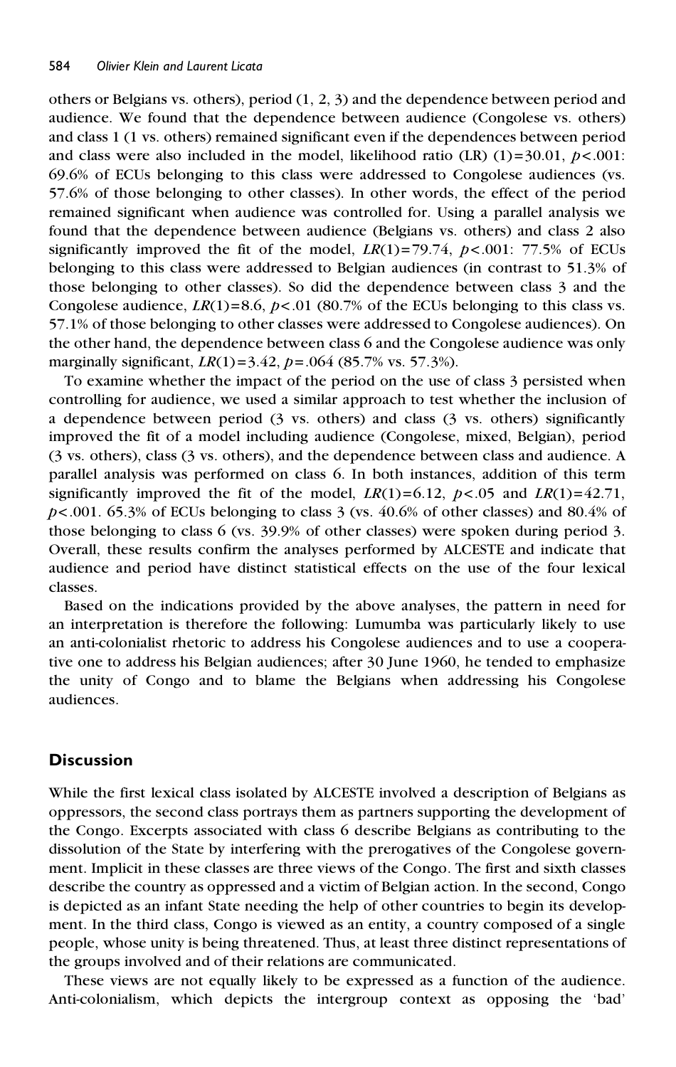others or Belgians vs. others), period (1, 2, 3) and the dependence between period and audience. We found that the dependence between audience (Congolese vs. others) and class 1 (1 vs. others) remained significant even if the dependences between period and class were also included in the model, likelihood ratio (LR) (1)=30.01, $p<.001$: 69.6% of ECUs belonging to this class were addressed to Congolese audiences (vs. 57.6% of those belonging to other classes). In other words, the effect of the period remained significant when audience was controlled for. Using a parallel analysis we found that the dependence between audience (Belgians vs. others) and class 2 also significantly improved the fit of the model, $LR(1)=79.74$, $p<.001$: 77.5% of ECUs belonging to this class were addressed to Belgian audiences (in contrast to 51.3% of those belonging to other classes). So did the dependence between class 3 and the Congolese audience, $LR(1)=8.6$, $p<.01$ (80.7% of the ECUs belonging to this class vs. 57.1% of those belonging to other classes were addressed to Congolese audiences). On the other hand, the dependence between class 6 and the Congolese audience was only marginally significant, $LR(1)=3.42$, $p=.064$ (85.7% vs. 57.3%).

To examine whether the impact of the period on the use of class 3 persisted when controlling for audience, we used a similar approach to test whether the inclusion of a dependence between period (3 vs. others) and class (3 vs. others) significantly improved the fit of a model including audience (Congolese, mixed, Belgian), period (3 vs. others), class (3 vs. others), and the dependence between class and audience. A parallel analysis was performed on class 6. In both instances, addition of this term significantly improved the fit of the model, $LR(1)=6.12$, $p<.05$ and $LR(1)=42.71$, $p<.001$. 65.3% of ECUs belonging to class 3 (vs. 40.6% of other classes) and 80.4% of those belonging to class 6 (vs. 39.9% of other classes) were spoken during period 3. Overall, these results confirm the analyses performed by ALCESTE and indicate that audience and period have distinct statistical effects on the use of the four lexical classes.

Based on the indications provided by the above analyses, the pattern in need for an interpretation is therefore the following: Lumumba was particularly likely to use an anti-colonialist rhetoric to address his Congolese audiences and to use a cooperative one to address his Belgian audiences; after 30 June 1960, he tended to emphasize the unity of Congo and to blame the Belgians when addressing his Congolese audiences.

## Discussion

While the first lexical class isolated by ALCESTE involved a description of Belgians as oppressors, the second class portrays them as partners supporting the development of the Congo. Excerpts associated with class 6 describe Belgians as contributing to the dissolution of the State by interfering with the prerogatives of the Congolese government. Implicit in these classes are three views of the Congo. The first and sixth classes describe the country as oppressed and a victim of Belgian action. In the second, Congo is depicted as an infant State needing the help of other countries to begin its development. In the third class, Congo is viewed as an entity, a country composed of a single people, whose unity is being threatened. Thus, at least three distinct representations of the groups involved and of their relations are communicated.

These views are not equally likely to be expressed as a function of the audience. Anti-colonialism, which depicts the intergroup context as opposing the 'bad'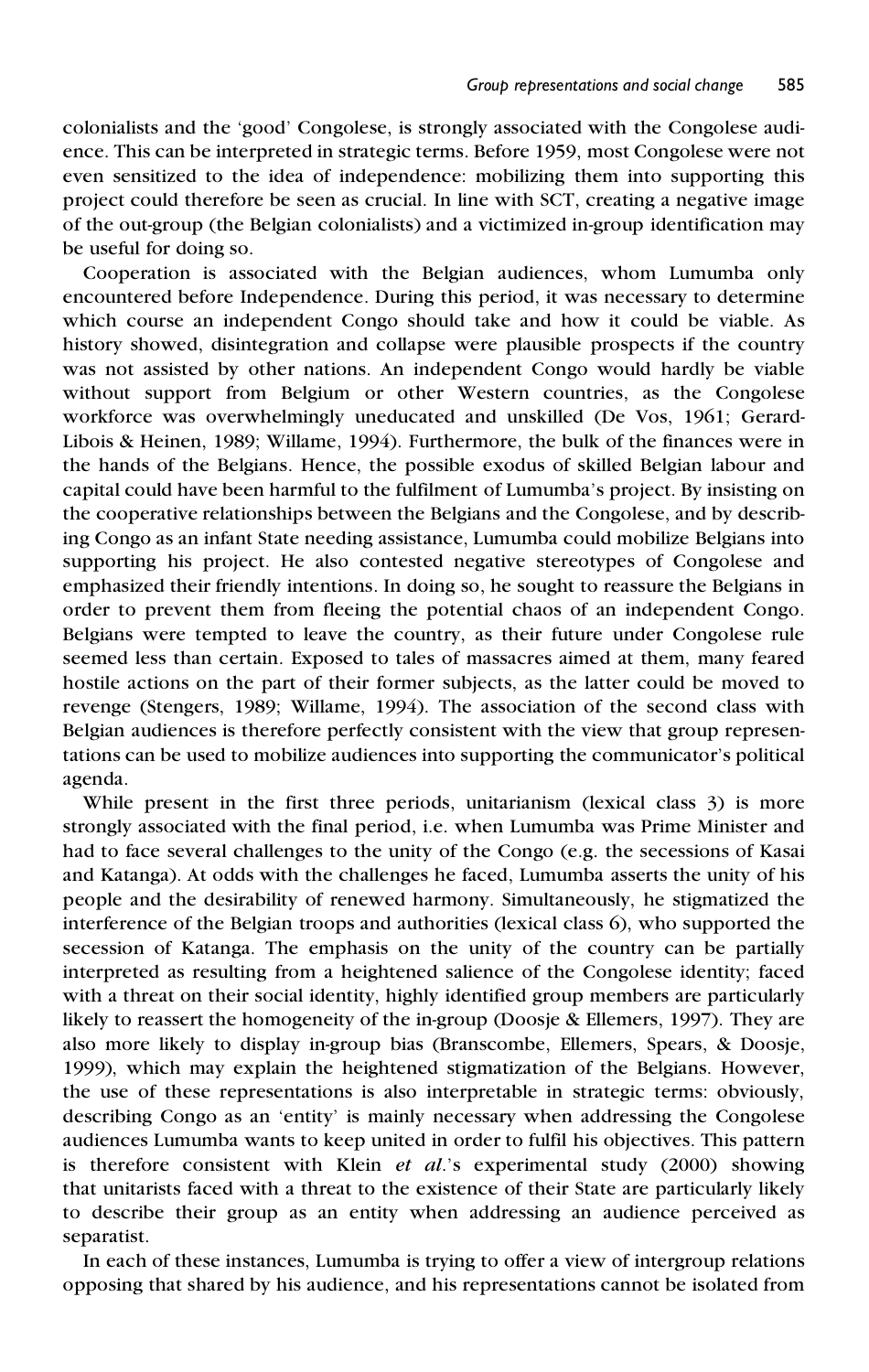colonialists and the 'good' Congolese, is strongly associated with the Congolese audience. This can be interpreted in strategic terms. Before 1959, most Congolese were not even sensitized to the idea of independence: mobilizing them into supporting this project could therefore be seen as crucial. In line with SCT, creating a negative image of the out-group (the Belgian colonialists) and a victimized in-group identification may be useful for doing so.

Cooperation is associated with the Belgian audiences, whom Lumumba only encountered before Independence. During this period, it was necessary to determine which course an independent Congo should take and how it could be viable. As history showed, disintegration and collapse were plausible prospects if the country was not assisted by other nations. An independent Congo would hardly be viable without support from Belgium or other Western countries, as the Congolese workforce was overwhelmingly uneducated and unskilled (De Vos, 1961; Gerard-Libois & Heinen, 1989; Willame, 1994). Furthermore, the bulk of the finances were in the hands of the Belgians. Hence, the possible exodus of skilled Belgian labour and capital could have been harmful to the fulfilment of Lumumba's project. By insisting on the cooperative relationships between the Belgians and the Congolese, and by describing Congo as an infant State needing assistance, Lumumba could mobilize Belgians into supporting his project. He also contested negative stereotypes of Congolese and emphasized their friendly intentions. In doing so, he sought to reassure the Belgians in order to prevent them from fleeing the potential chaos of an independent Congo. Belgians were tempted to leave the country, as their future under Congolese rule seemed less than certain. Exposed to tales of massacres aimed at them, many feared hostile actions on the part of their former subjects, as the latter could be moved to revenge (Stengers, 1989; Willame, 1994). The association of the second class with Belgian audiences is therefore perfectly consistent with the view that group representations can be used to mobilize audiences into supporting the communicator's political agenda.

While present in the first three periods, unitarianism (lexical class 3) is more strongly associated with the final period, i.e. when Lumumba was Prime Minister and had to face several challenges to the unity of the Congo (e.g. the secessions of Kasai and Katanga). At odds with the challenges he faced, Lumumba asserts the unity of his people and the desirability of renewed harmony. Simultaneously, he stigmatized the interference of the Belgian troops and authorities (lexical class 6), who supported the secession of Katanga. The emphasis on the unity of the country can be partially interpreted as resulting from a heightened salience of the Congolese identity; faced with a threat on their social identity, highly identified group members are particularly likely to reassert the homogeneity of the in-group (Doosje & Ellemers, 1997). They are also more likely to display in-group bias (Branscombe, Ellemers, Spears, & Doosje, 1999), which may explain the heightened stigmatization of the Belgians. However, the use of these representations is also interpretable in strategic terms: obviously, describing Congo as an 'entity' is mainly necessary when addressing the Congolese audiences Lumumba wants to keep united in order to fulfil his objectives. This pattern is therefore consistent with Klein *et al*.'s experimental study (2000) showing that unitarists faced with a threat to the existence of their State are particularly likely to describe their group as an entity when addressing an audience perceived as separatist.

In each of these instances, Lumumba is trying to offer a view of intergroup relations opposing that shared by his audience, and his representations cannot be isolated from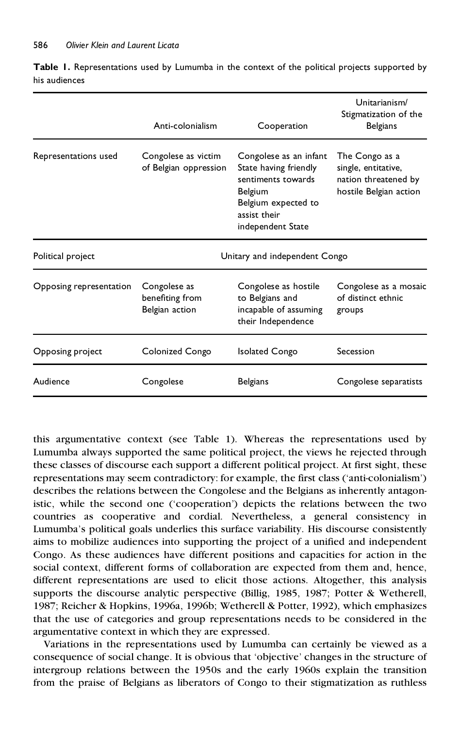**Table 1.** Representations used by Lumumba in the context of the political projects supported by his audiences

| | Anti-colonialism | Cooperation | Unitarianism/ Stigmatization of the Belgians |
|---|---|---|---|
| Representations used | Congolese as victim of Belgian oppression | Congolese as an infant State having friendly sentiments towards Belgium<br>Belgium expected to assist their independent State | The Congo as a single, entitative, nation threatened by hostile Belgian action |
| Political project | Unitary and independent Congo | | |
| Opposing representation | Congolese as benefiting from Belgian action | Congolese as hostile to Belgians and incapable of assuming their Independence | Congolese as a mosaic of distinct ethnic groups |
| Opposing project | Colonized Congo | Isolated Congo | Secession |
| Audience | Congolese | Belgians | Congolese separatists |

this argumentative context (see Table 1). Whereas the representations used by Lumumba always supported the same political project, the views he rejected through these classes of discourse each support a different political project. At first sight, these representations may seem contradictory: for example, the first class ('anti-colonialism') describes the relations between the Congolese and the Belgians as inherently antagonistic, while the second one ('cooperation') depicts the relations between the two countries as cooperative and cordial. Nevertheless, a general consistency in Lumumba's political goals underlies this surface variability. His discourse consistently aims to mobilize audiences into supporting the project of a unified and independent Congo. As these audiences have different positions and capacities for action in the social context, different forms of collaboration are expected from them and, hence, different representations are used to elicit those actions. Altogether, this analysis supports the discourse analytic perspective (Billig, 1985, 1987; Potter & Wetherell, 1987; Reicher & Hopkins, 1996a, 1996b; Wetherell & Potter, 1992), which emphasizes that the use of categories and group representations needs to be considered in the argumentative context in which they are expressed.

Variations in the representations used by Lumumba can certainly be viewed as a consequence of social change. It is obvious that 'objective' changes in the structure of intergroup relations between the 1950s and the early 1960s explain the transition from the praise of Belgians as liberators of Congo to their stigmatization as ruthless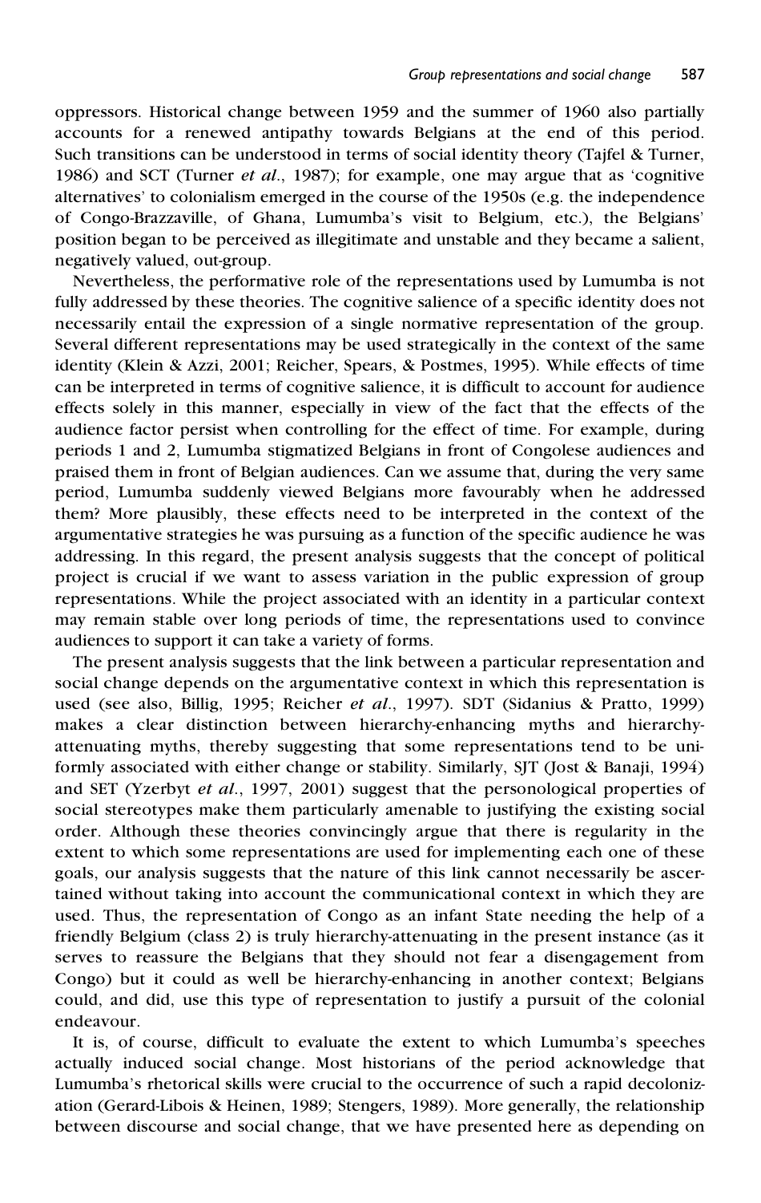oppressors. Historical change between 1959 and the summer of 1960 also partially accounts for a renewed antipathy towards Belgians at the end of this period. Such transitions can be understood in terms of social identity theory (Tajfel & Turner, 1986) and SCT (Turner *et al.*, 1987); for example, one may argue that as 'cognitive alternatives' to colonialism emerged in the course of the 1950s (e.g. the independence of Congo-Brazzaville, of Ghana, Lumumba's visit to Belgium, etc.), the Belgians' position began to be perceived as illegitimate and unstable and they became a salient, negatively valued, out-group.

Nevertheless, the performative role of the representations used by Lumumba is not fully addressed by these theories. The cognitive salience of a specific identity does not necessarily entail the expression of a single normative representation of the group. Several different representations may be used strategically in the context of the same identity (Klein & Azzi, 2001; Reicher, Spears, & Postmes, 1995). While effects of time can be interpreted in terms of cognitive salience, it is difficult to account for audience effects solely in this manner, especially in view of the fact that the effects of the audience factor persist when controlling for the effect of time. For example, during periods 1 and 2, Lumumba stigmatized Belgians in front of Congolese audiences and praised them in front of Belgian audiences. Can we assume that, during the very same period, Lumumba suddenly viewed Belgians more favourably when he addressed them? More plausibly, these effects need to be interpreted in the context of the argumentative strategies he was pursuing as a function of the specific audience he was addressing. In this regard, the present analysis suggests that the concept of political project is crucial if we want to assess variation in the public expression of group representations. While the project associated with an identity in a particular context may remain stable over long periods of time, the representations used to convince audiences to support it can take a variety of forms.

The present analysis suggests that the link between a particular representation and social change depends on the argumentative context in which this representation is used (see also, Billig, 1995; Reicher *et al.*, 1997). SDT (Sidanius & Pratto, 1999) makes a clear distinction between hierarchy-enhancing myths and hierarchy-attenuating myths, thereby suggesting that some representations tend to be uniformly associated with either change or stability. Similarly, SJT (Jost & Banaji, 1994) and SET (Yzerbyt *et al.*, 1997, 2001) suggest that the personological properties of social stereotypes make them particularly amenable to justifying the existing social order. Although these theories convincingly argue that there is regularity in the extent to which some representations are used for implementing each one of these goals, our analysis suggests that the nature of this link cannot necessarily be ascertained without taking into account the communicational context in which they are used. Thus, the representation of Congo as an infant State needing the help of a friendly Belgium (class 2) is truly hierarchy-attenuating in the present instance (as it serves to reassure the Belgians that they should not fear a disengagement from Congo) but it could as well be hierarchy-enhancing in another context; Belgians could, and did, use this type of representation to justify a pursuit of the colonial endeavour.

It is, of course, difficult to evaluate the extent to which Lumumba's speeches actually induced social change. Most historians of the period acknowledge that Lumumba's rhetorical skills were crucial to the occurrence of such a rapid decolonization (Gerard-Libois & Heinen, 1989; Stengers, 1989). More generally, the relationship between discourse and social change, that we have presented here as depending on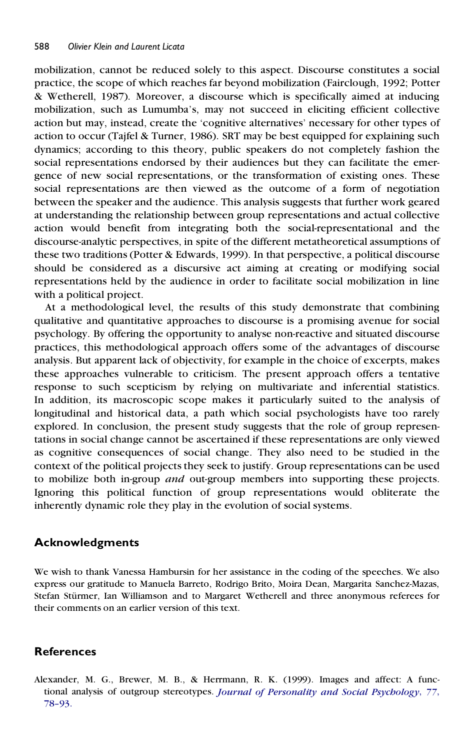mobilization, cannot be reduced solely to this aspect. Discourse constitutes a social practice, the scope of which reaches far beyond mobilization (Fairclough, 1992; Potter & Wetherell, 1987). Moreover, a discourse which is specifically aimed at inducing mobilization, such as Lumumba's, may not succeed in eliciting efficient collective action but may, instead, create the 'cognitive alternatives' necessary for other types of action to occur (Tajfel & Turner, 1986). SRT may be best equipped for explaining such dynamics; according to this theory, public speakers do not completely fashion the social representations endorsed by their audiences but they can facilitate the emergence of new social representations, or the transformation of existing ones. These social representations are then viewed as the outcome of a form of negotiation between the speaker and the audience. This analysis suggests that further work geared at understanding the relationship between group representations and actual collective action would benefit from integrating both the social-representational and the discourse-analytic perspectives, in spite of the different metatheoretical assumptions of these two traditions (Potter & Edwards, 1999). In that perspective, a political discourse should be considered as a discursive act aiming at creating or modifying social representations held by the audience in order to facilitate social mobilization in line with a political project.

At a methodological level, the results of this study demonstrate that combining qualitative and quantitative approaches to discourse is a promising avenue for social psychology. By offering the opportunity to analyse non-reactive and situated discourse practices, this methodological approach offers some of the advantages of discourse analysis. But apparent lack of objectivity, for example in the choice of excerpts, makes these approaches vulnerable to criticism. The present approach offers a tentative response to such scepticism by relying on multivariate and inferential statistics. In addition, its macroscopic scope makes it particularly suited to the analysis of longitudinal and historical data, a path which social psychologists have too rarely explored. In conclusion, the present study suggests that the role of group representations in social change cannot be ascertained if these representations are only viewed as cognitive consequences of social change. They also need to be studied in the context of the political projects they seek to justify. Group representations can be used to mobilize both in-group *and* out-group members into supporting these projects. Ignoring this political function of group representations would obliterate the inherently dynamic role they play in the evolution of social systems.

## Acknowledgments

We wish to thank Vanessa Hambursin for her assistance in the coding of the speeches. We also express our gratitude to Manuela Barreto, Rodrigo Brito, Moira Dean, Margarita Sanchez-Mazas, Stefan Stürmer, Ian Williamson and to Margaret Wetherell and three anonymous referees for their comments on an earlier version of this text.

## References

Alexander, M. G., Brewer, M. B., & Herrmann, R. K. (1999). Images and affect: A functional analysis of outgroup stereotypes. *Journal of Personality and Social Psychology*, *77*, 78–93.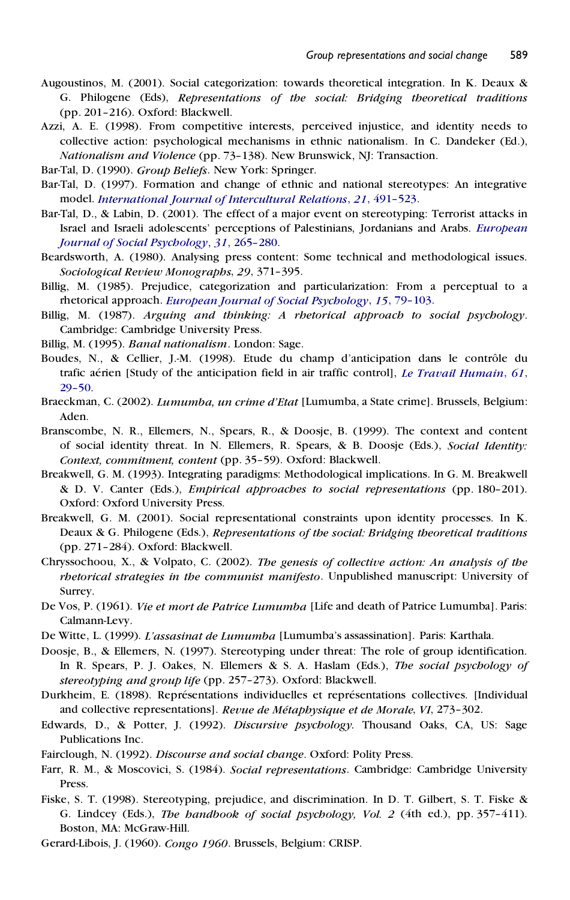Augoustinos, M. (2001). Social categorization: towards theoretical integration. In K. Deaux & G. Philogene (Eds), *Representations of the social: Bridging theoretical traditions* (pp. 201–216). Oxford: Blackwell.

Azzi, A. E. (1998). From competitive interests, perceived injustice, and identity needs to collective action: psychological mechanisms in ethnic nationalism. In C. Dandeker (Ed.), *Nationalism and Violence* (pp. 73–138). New Brunswick, NJ: Transaction.

Bar-Tal, D. (1990). *Group Beliefs*. New York: Springer.

Bar-Tal, D. (1997). Formation and change of ethnic and national stereotypes: An integrative model. *International Journal of Intercultural Relations*, *21*, 491–523.

Bar-Tal, D., & Labin, D. (2001). The effect of a major event on stereotyping: Terrorist attacks in Israel and Israeli adolescents' perceptions of Palestinians, Jordanians and Arabs. *European Journal of Social Psychology*, *31*, 265–280.

Beardsworth, A. (1980). Analysing press content: Some technical and methodological issues. *Sociological Review Monographs*, *29*, 371–395.

Billig, M. (1985). Prejudice, categorization and particularization: From a perceptual to a rhetorical approach. *European Journal of Social Psychology*, *15*, 79–103.

Billig, M. (1987). *Arguing and thinking: A rhetorical approach to social psychology*. Cambridge: Cambridge University Press.

Billig, M. (1995). *Banal nationalism*. London: Sage.

Boudes, N., & Cellier, J.-M. (1998). Etude du champ d'anticipation dans le contrôle du trafic aérien [Study of the anticipation field in air traffic control], *Le Travail Humain*, *61*, 29–50.

Braeckman, C. (2002). *Lumumba, un crime d'Etat* [Lumumba, a State crime]. Brussels, Belgium: Aden.

Branscombe, N. R., Ellemers, N., Spears, R., & Doosje, B. (1999). The context and content of social identity threat. In N. Ellemers, R. Spears, & B. Doosje (Eds.), *Social Identity: Context, commitment, content* (pp. 35–59). Oxford: Blackwell.

Breakwell, G. M. (1993). Integrating paradigms: Methodological implications. In G. M. Breakwell & D. V. Canter (Eds.), *Empirical approaches to social representations* (pp. 180–201). Oxford: Oxford University Press.

Breakwell, G. M. (2001). Social representational constraints upon identity processes. In K. Deaux & G. Philogene (Eds.), *Representations of the social: Bridging theoretical traditions* (pp. 271–284). Oxford: Blackwell.

Chryssochoou, X., & Volpato, C. (2002). *The genesis of collective action: An analysis of the rhetorical strategies in the communist manifesto*. Unpublished manuscript: University of Surrey.

De Vos, P. (1961). *Vie et mort de Patrice Lumumba* [Life and death of Patrice Lumumba]. Paris: Calmann-Levy.

De Witte, L. (1999). *L'assasinat de Lumumba* [Lumumba's assassination]. Paris: Karthala.

Doosje, B., & Ellemers, N. (1997). Stereotyping under threat: The role of group identification. In R. Spears, P. J. Oakes, N. Ellemers & S. A. Haslam (Eds.), *The social psychology of stereotyping and group life* (pp. 257–273). Oxford: Blackwell.

Durkheim, E. (1898). Représentations individuelles et représentations collectives. [Individual and collective representations]. *Revue de Métaphysique et de Morale*, *VI*, 273–302.

Edwards, D., & Potter, J. (1992). *Discursive psychology.* Thousand Oaks, CA, US: Sage Publications Inc.

Fairclough, N. (1992). *Discourse and social change*. Oxford: Polity Press.

Farr, R. M., & Moscovici, S. (1984). *Social representations*. Cambridge: Cambridge University Press.

Fiske, S. T. (1998). Stereotyping, prejudice, and discrimination. In D. T. Gilbert, S. T. Fiske & G. Lindcey (Eds.), *The handbook of social psychology, Vol. 2* (4th ed.), pp. 357–411). Boston, MA: McGraw-Hill.

Gerard-Libois, J. (1960). *Congo 1960*. Brussels, Belgium: CRISP.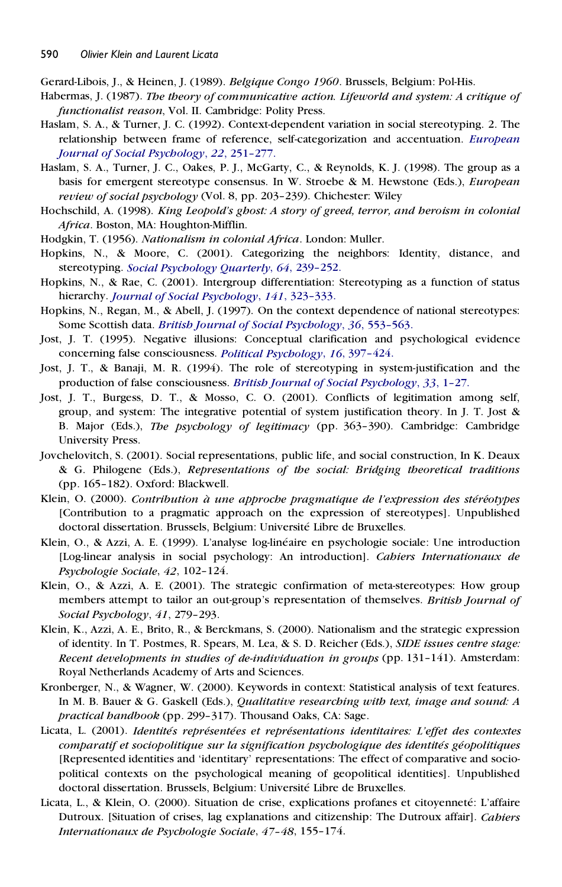Gerard-Libois, J., & Heinen, J. (1989). *Belgique Congo 1960*. Brussels, Belgium: Pol-His.

Habermas, J. (1987). *The theory of communicative action. Lifeworld and system: A critique of functionalist reason*, Vol. II. Cambridge: Polity Press.

Haslam, S. A., & Turner, J. C. (1992). Context-dependent variation in social stereotyping. 2. The relationship between frame of reference, self-categorization and accentuation. *European Journal of Social Psychology*, *22*, 251–277.

Haslam, S. A., Turner, J. C., Oakes, P. J., McGarty, C., & Reynolds, K. J. (1998). The group as a basis for emergent stereotype consensus. In W. Stroebe & M. Hewstone (Eds.), *European review of social psychology* (Vol. 8, pp. 203–239). Chichester: Wiley

Hochschild, A. (1998). *King Leopold's ghost: A story of greed, terror, and heroism in colonial Africa*. Boston, MA: Houghton-Mifflin.

Hodgkin, T. (1956). *Nationalism in colonial Africa*. London: Muller.

Hopkins, N., & Moore, C. (2001). Categorizing the neighbors: Identity, distance, and stereotyping. *Social Psychology Quarterly*, *64*, 239–252.

Hopkins, N., & Rae, C. (2001). Intergroup differentiation: Stereotyping as a function of status hierarchy. *Journal of Social Psychology*, *141*, 323–333.

Hopkins, N., Regan, M., & Abell, J. (1997). On the context dependence of national stereotypes: Some Scottish data. *British Journal of Social Psychology*, *36*, 553–563.

Jost, J. T. (1995). Negative illusions: Conceptual clarification and psychological evidence concerning false consciousness. *Political Psychology*, *16*, 397–424.

Jost, J. T., & Banaji, M. R. (1994). The role of stereotyping in system-justification and the production of false consciousness. *British Journal of Social Psychology*, *33*, 1–27.

Jost, J. T., Burgess, D. T., & Mosso, C. O. (2001). Conflicts of legitimation among self, group, and system: The integrative potential of system justification theory. In J. T. Jost & B. Major (Eds.), *The psychology of legitimacy* (pp. 363–390). Cambridge: Cambridge University Press.

Jovchelovitch, S. (2001). Social representations, public life, and social construction, In K. Deaux & G. Philogene (Eds.), *Representations of the social: Bridging theoretical traditions* (pp. 165–182). Oxford: Blackwell.

Klein, O. (2000). *Contribution à une approche pragmatique de l'expression des stéréotypes* [Contribution to a pragmatic approach on the expression of stereotypes]. Unpublished doctoral dissertation. Brussels, Belgium: Université Libre de Bruxelles.

Klein, O., & Azzi, A. E. (1999). L'analyse log-linéaire en psychologie sociale: Une introduction [Log-linear analysis in social psychology: An introduction]. *Cahiers Internationaux de Psychologie Sociale*, *42*, 102–124.

Klein, O., & Azzi, A. E. (2001). The strategic confirmation of meta-stereotypes: How group members attempt to tailor an out-group's representation of themselves. *British Journal of Social Psychology*, *41*, 279–293.

Klein, K., Azzi, A. E., Brito, R., & Berckmans, S. (2000). Nationalism and the strategic expression of identity. In T. Postmes, R. Spears, M. Lea, & S. D. Reicher (Eds.), *SIDE issues centre stage: Recent developments in studies of de-individuation in groups* (pp. 131–141). Amsterdam: Royal Netherlands Academy of Arts and Sciences.

Kronberger, N., & Wagner, W. (2000). Keywords in context: Statistical analysis of text features. In M. B. Bauer & G. Gaskell (Eds.), *Qualitative researching with text, image and sound: A practical handbook* (pp. 299–317). Thousand Oaks, CA: Sage.

Licata, L. (2001). *Identités représentées et représentations identitaires: L'effet des contextes comparatif et sociopolitique sur la signification psychologique des identités géopolitiques* [Represented identities and 'identitary' representations: The effect of comparative and socio-political contexts on the psychological meaning of geopolitical identities]. Unpublished doctoral dissertation. Brussels, Belgium: Université Libre de Bruxelles.

Licata, L., & Klein, O. (2000). Situation de crise, explications profanes et citoyenneté: L'affaire Dutroux. [Situation of crises, lag explanations and citizenship: The Dutroux affair]. *Cahiers Internationaux de Psychologie Sociale*, *47–48*, 155–174.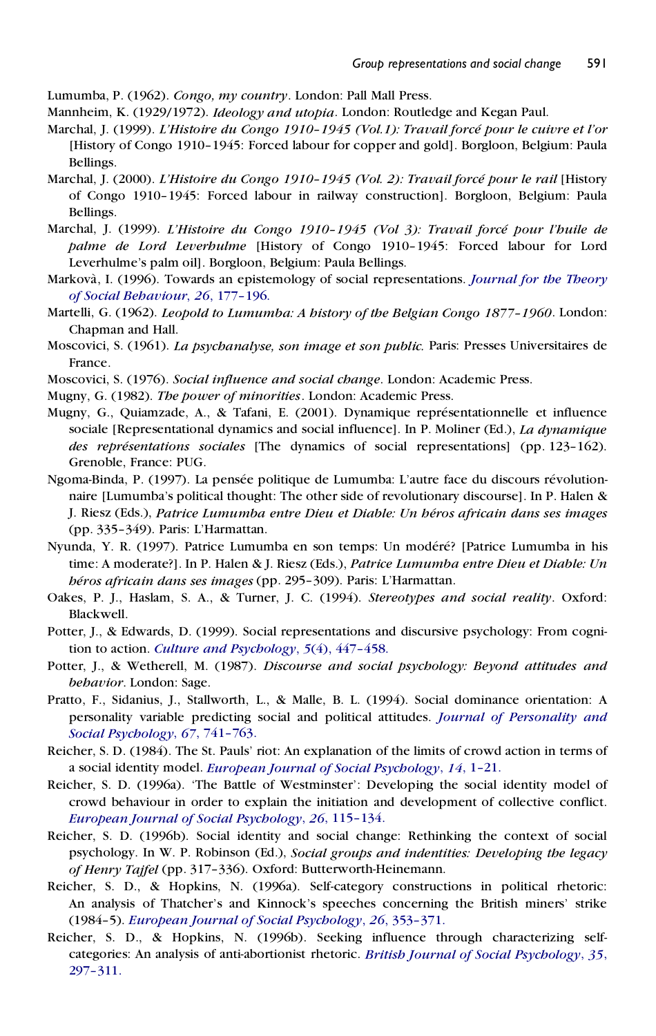Lumumba, P. (1962). *Congo, my country*. London: Pall Mall Press.

Mannheim, K. (1929/1972). *Ideology and utopia*. London: Routledge and Kegan Paul.

Marchal, J. (1999). *L'Histoire du Congo 1910–1945 (Vol.1): Travail forcé pour le cuivre et l'or* [History of Congo 1910–1945: Forced labour for copper and gold]. Borgloon, Belgium: Paula Bellings.

Marchal, J. (2000). *L'Histoire du Congo 1910–1945 (Vol. 2): Travail forcé pour le rail* [History of Congo 1910–1945: Forced labour in railway construction]. Borgloon, Belgium: Paula Bellings.

Marchal, J. (1999). *L'Histoire du Congo 1910–1945 (Vol 3): Travail forcé pour l'huile de palme de Lord Leverhulme* [History of Congo 1910–1945: Forced labour for Lord Leverhulme's palm oil]. Borgloon, Belgium: Paula Bellings.

Markovà, I. (1996). Towards an epistemology of social representations. *Journal for the Theory of Social Behaviour*, *26*, 177–196.

Martelli, G. (1962). *Leopold to Lumumba: A history of the Belgian Congo 1877–1960*. London: Chapman and Hall.

Moscovici, S. (1961). *La psychanalyse, son image et son public.* Paris: Presses Universitaires de France.

Moscovici, S. (1976). *Social influence and social change*. London: Academic Press.

Mugny, G. (1982). *The power of minorities*. London: Academic Press.

Mugny, G., Quiamzade, A., & Tafani, E. (2001). Dynamique représentationnelle et influence sociale [Representational dynamics and social influence]. In P. Moliner (Ed.), *La dynamique des représentations sociales* [The dynamics of social representations] (pp. 123–162). Grenoble, France: PUG.

Ngoma-Binda, P. (1997). La pensée politique de Lumumba: L'autre face du discours révolutionnaire [Lumumba's political thought: The other side of revolutionary discourse]. In P. Halen & J. Riesz (Eds.), *Patrice Lumumba entre Dieu et Diable: Un héros africain dans ses images* (pp. 335–349). Paris: L'Harmattan.

Nyunda, Y. R. (1997). Patrice Lumumba en son temps: Un modéré? [Patrice Lumumba in his time: A moderate?]. In P. Halen & J. Riesz (Eds.), *Patrice Lumumba entre Dieu et Diable: Un héros africain dans ses images* (pp. 295–309). Paris: L'Harmattan.

Oakes, P. J., Haslam, S. A., & Turner, J. C. (1994). *Stereotypes and social reality*. Oxford: Blackwell.

Potter, J., & Edwards, D. (1999). Social representations and discursive psychology: From cognition to action. *Culture and Psychology*, *5*(4), 447–458.

Potter, J., & Wetherell, M. (1987). *Discourse and social psychology: Beyond attitudes and behavior*. London: Sage.

Pratto, F., Sidanius, J., Stallworth, L., & Malle, B. L. (1994). Social dominance orientation: A personality variable predicting social and political attitudes. *Journal of Personality and Social Psychology*, *67*, 741–763.

Reicher, S. D. (1984). The St. Pauls' riot: An explanation of the limits of crowd action in terms of a social identity model. *European Journal of Social Psychology*, *14*, 1–21.

Reicher, S. D. (1996a). 'The Battle of Westminster': Developing the social identity model of crowd behaviour in order to explain the initiation and development of collective conflict. *European Journal of Social Psychology*, *26*, 115–134.

Reicher, S. D. (1996b). Social identity and social change: Rethinking the context of social psychology. In W. P. Robinson (Ed.), *Social groups and indentities: Developing the legacy of Henry Tajfel* (pp. 317–336). Oxford: Butterworth-Heinemann.

Reicher, S. D., & Hopkins, N. (1996a). Self-category constructions in political rhetoric: An analysis of Thatcher's and Kinnock's speeches concerning the British miners' strike (1984–5). *European Journal of Social Psychology*, *26*, 353–371.

Reicher, S. D., & Hopkins, N. (1996b). Seeking influence through characterizing self-categories: An analysis of anti-abortionist rhetoric. *British Journal of Social Psychology*, *35*, 297–311.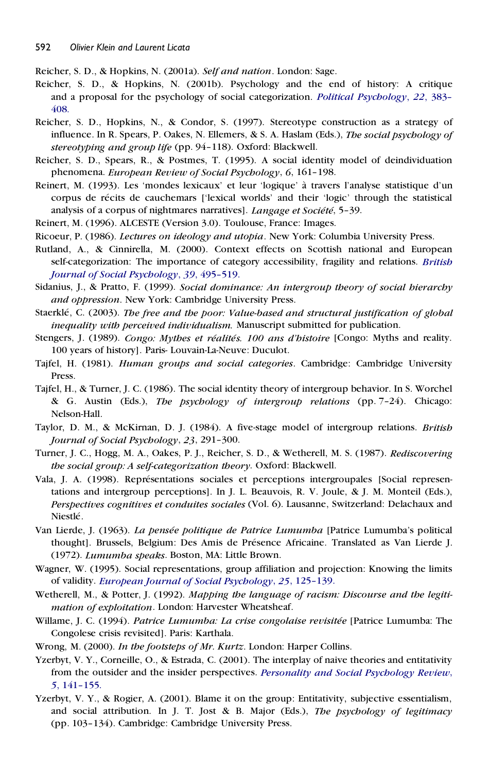Reicher, S. D., & Hopkins, N. (2001a). *Self and nation*. London: Sage.

Reicher, S. D., & Hopkins, N. (2001b). Psychology and the end of history: A critique and a proposal for the psychology of social categorization. *Political Psychology*, *22*, 383–408.

Reicher, S. D., Hopkins, N., & Condor, S. (1997). Stereotype construction as a strategy of influence. In R. Spears, P. Oakes, N. Ellemers, & S. A. Haslam (Eds.), *The social psychology of stereotyping and group life* (pp. 94–118). Oxford: Blackwell.

Reicher, S. D., Spears, R., & Postmes, T. (1995). A social identity model of deindividuation phenomena. *European Review of Social Psychology*, *6*, 161–198.

Reinert, M. (1993). Les 'mondes lexicaux' et leur 'logique' à travers l'analyse statistique d'un corpus de récits de cauchemars ['lexical worlds' and their 'logic' through the statistical analysis of a corpus of nightmares narratives]. *Langage et Société*, 5–39.

Reinert, M. (1996). ALCESTE (Version 3.0). Toulouse, France: Images.

Ricoeur, P. (1986). *Lectures on ideology and utopia*. New York: Columbia University Press.

Rutland, A., & Cinnirella, M. (2000). Context effects on Scottish national and European self-categorization: The importance of category accessibility, fragility and relations. *British Journal of Social Psychology*, *39*, 495–519.

Sidanius, J., & Pratto, F. (1999). *Social dominance: An intergroup theory of social hierarchy and oppression*. New York: Cambridge University Press.

Staerklé, C. (2003). *The free and the poor: Value-based and structural justification of global inequality with perceived individualism.* Manuscript submitted for publication.

Stengers, J. (1989). *Congo: Mythes et réalités. 100 ans d'histoire* [Congo: Myths and reality. 100 years of history]. Paris- Louvain-La-Neuve: Duculot.

Tajfel, H. (1981). *Human groups and social categories*. Cambridge: Cambridge University Press.

Tajfel, H., & Turner, J. C. (1986). The social identity theory of intergroup behavior. In S. Worchel & G. Austin (Eds.), *The psychology of intergroup relations* (pp. 7–24). Chicago: Nelson-Hall.

Taylor, D. M., & McKirnan, D. J. (1984). A five-stage model of intergroup relations. *British Journal of Social Psychology*, *23*, 291–300.

Turner, J. C., Hogg, M. A., Oakes, P. J., Reicher, S. D., & Wetherell, M. S. (1987). *Rediscovering the social group: A self-categorization theory.* Oxford: Blackwell.

Vala, J. A. (1998). Représentations sociales et perceptions intergroupales [Social representations and intergroup perceptions]. In J. L. Beauvois, R. V. Joule, & J. M. Monteil (Eds.), *Perspectives cognitives et conduites sociales* (Vol. 6). Lausanne, Switzerland: Delachaux and Niestlé.

Van Lierde, J. (1963). *La pensée politique de Patrice Lumumba* [Patrice Lumumba's political thought]. Brussels, Belgium: Des Amis de Présence Africaine. Translated as Van Lierde J. (1972). *Lumumba speaks*. Boston, MA: Little Brown.

Wagner, W. (1995). Social representations, group affiliation and projection: Knowing the limits of validity. *European Journal of Social Psychology*, *25*, 125–139.

Wetherell, M., & Potter, J. (1992). *Mapping the language of racism: Discourse and the legitimation of exploitation*. London: Harvester Wheatsheaf.

Willame, J. C. (1994). *Patrice Lumumba: La crise congolaise revisitée* [Patrice Lumumba: The Congolese crisis revisited]. Paris: Karthala.

Wrong, M. (2000). *In the footsteps of Mr. Kurtz*. London: Harper Collins.

Yzerbyt, V. Y., Corneille, O., & Estrada, C. (2001). The interplay of naive theories and entitativity from the outsider and the insider perspectives. *Personality and Social Psychology Review*, *5*, 141–155.

Yzerbyt, V. Y., & Rogier, A. (2001). Blame it on the group: Entitativity, subjective essentialism, and social attribution. In J. T. Jost & B. Major (Eds.), *The psychology of legitimacy* (pp. 103–134). Cambridge: Cambridge University Press.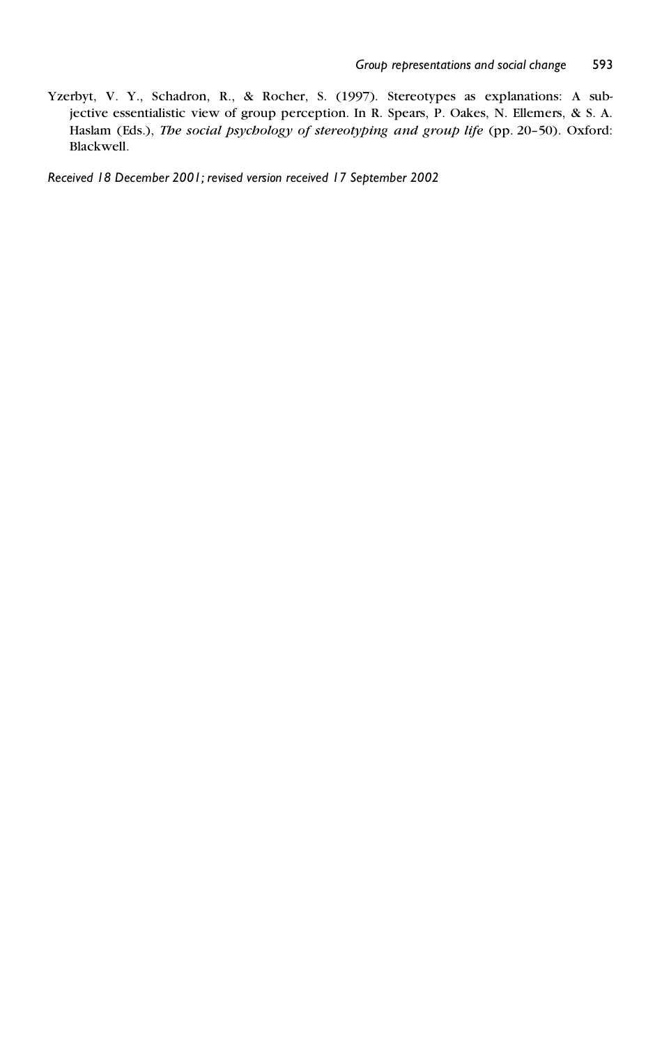Yzerbyt, V. Y., Schadron, R., & Rocher, S. (1997). Stereotypes as explanations: A subjective essentialistic view of group perception. In R. Spears, P. Oakes, N. Ellemers, & S. A. Haslam (Eds.), *The social psychology of stereotyping and group life* (pp. 20–50). Oxford: Blackwell.

*Received 18 December 2001; revised version received 17 September 2002*